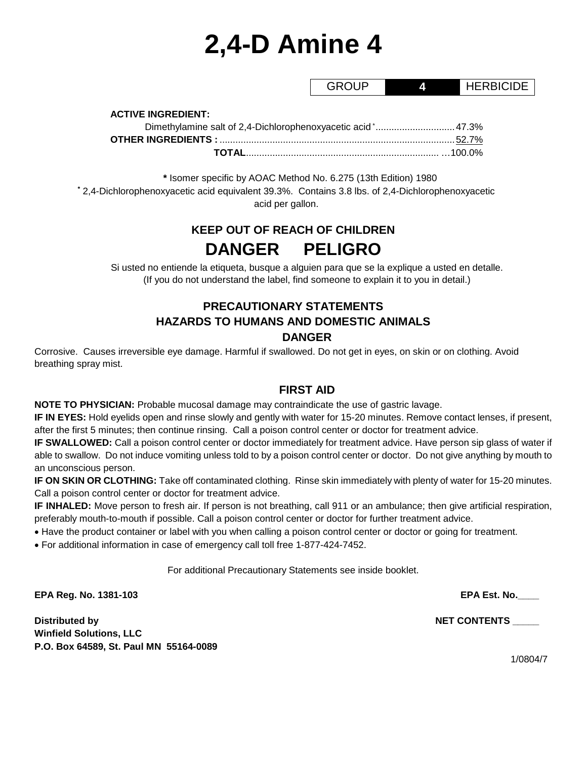# 2,4-D Amine 4

| GROUP | 4 | HERBICIDE |
|---|---|---|

**ACTIVE INGREDIENT:**

Dimethylamine salt of 2,4-Dichlorophenoxyacetic acid*.............................47.3%
**OTHER INGREDIENTS :**........................................................................................52.7%
**TOTAL**........................................................................ ...100.0%

**\*** Isomer specific by AOAC Method No. 6.275 (13th Edition) 1980
* 2,4-Dichlorophenoxyacetic acid equivalent 39.3%. Contains 3.8 lbs. of 2,4-Dichlorophenoxyacetic acid per gallon.

## KEEP OUT OF REACH OF CHILDREN

# DANGER PELIGRO

Si usted no entiende la etiqueta, busque a alguien para que se la explique a usted en detalle.
(If you do not understand the label, find someone to explain it to you in detail.)

## PRECAUTIONARY STATEMENTS
## HAZARDS TO HUMANS AND DOMESTIC ANIMALS
## DANGER

Corrosive. Causes irreversible eye damage. Harmful if swallowed. Do not get in eyes, on skin or on clothing. Avoid breathing spray mist.

## FIRST AID

**NOTE TO PHYSICIAN:** Probable mucosal damage may contraindicate the use of gastric lavage.

**IF IN EYES:** Hold eyelids open and rinse slowly and gently with water for 15-20 minutes. Remove contact lenses, if present, after the first 5 minutes; then continue rinsing. Call a poison control center or doctor for treatment advice.

**IF SWALLOWED:** Call a poison control center or doctor immediately for treatment advice. Have person sip glass of water if able to swallow. Do not induce vomiting unless told to by a poison control center or doctor. Do not give anything by mouth to an unconscious person.

**IF ON SKIN OR CLOTHING:** Take off contaminated clothing. Rinse skin immediately with plenty of water for 15-20 minutes. Call a poison control center or doctor for treatment advice.

**IF INHALED:** Move person to fresh air. If person is not breathing, call 911 or an ambulance; then give artificial respiration, preferably mouth-to-mouth if possible. Call a poison control center or doctor for further treatment advice.

- Have the product container or label with you when calling a poison control center or doctor or going for treatment.
- For additional information in case of emergency call toll free 1-877-424-7452.

For additional Precautionary Statements see inside booklet.

**EPA Reg. No. 1381-103**

**EPA Est. No.____**

**Distributed by**
**Winfield Solutions, LLC**
**P.O. Box 64589, St. Paul MN 55164-0089**

**NET CONTENTS _____**

1/0804/7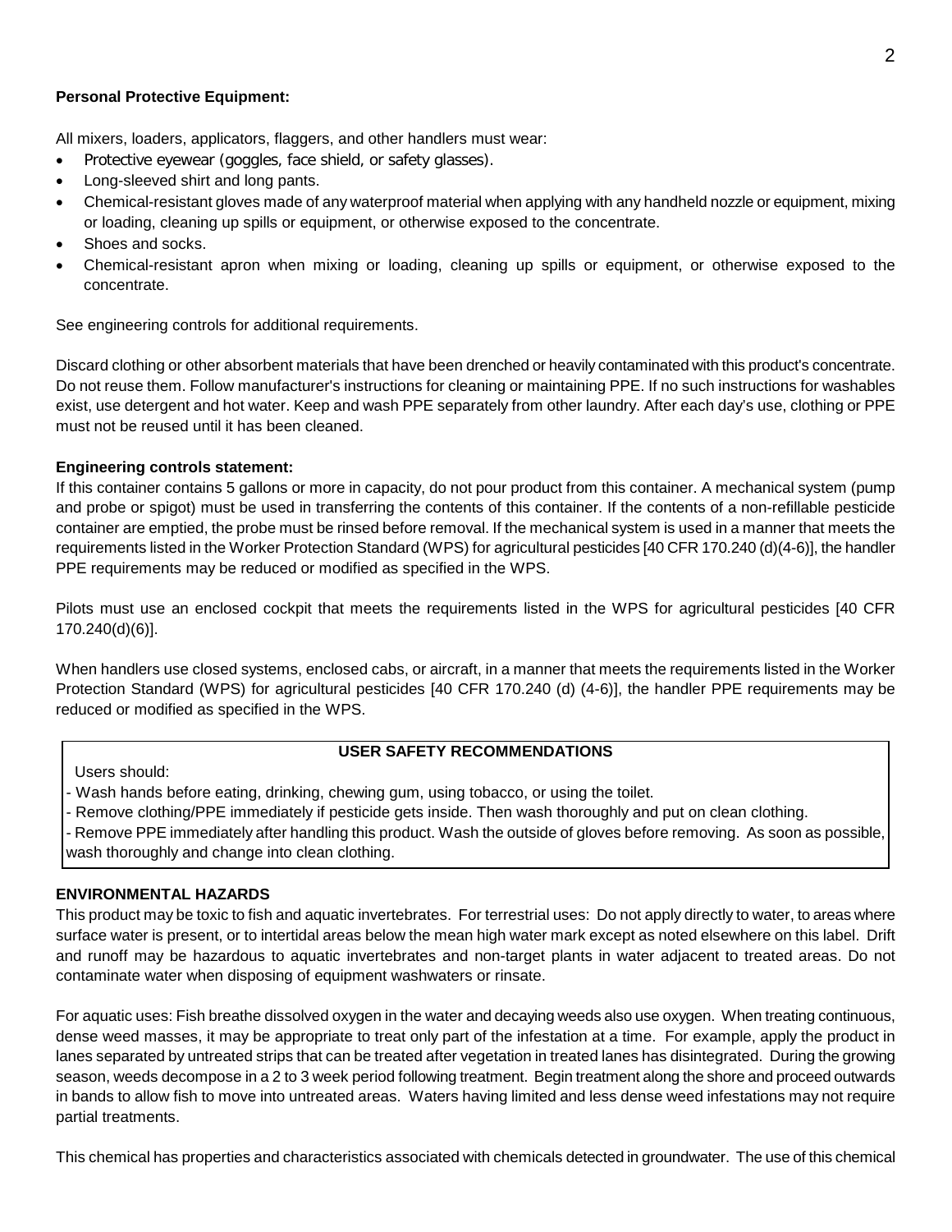**Personal Protective Equipment:**

All mixers, loaders, applicators, flaggers, and other handlers must wear:

- Protective eyewear (goggles, face shield, or safety glasses).
- Long-sleeved shirt and long pants.
- Chemical-resistant gloves made of any waterproof material when applying with any handheld nozzle or equipment, mixing or loading, cleaning up spills or equipment, or otherwise exposed to the concentrate.
- Shoes and socks.
- Chemical-resistant apron when mixing or loading, cleaning up spills or equipment, or otherwise exposed to the concentrate.

See engineering controls for additional requirements.

Discard clothing or other absorbent materials that have been drenched or heavily contaminated with this product's concentrate. Do not reuse them. Follow manufacturer's instructions for cleaning or maintaining PPE. If no such instructions for washables exist, use detergent and hot water. Keep and wash PPE separately from other laundry. After each day's use, clothing or PPE must not be reused until it has been cleaned.

**Engineering controls statement:**

If this container contains 5 gallons or more in capacity, do not pour product from this container. A mechanical system (pump and probe or spigot) must be used in transferring the contents of this container. If the contents of a non-refillable pesticide container are emptied, the probe must be rinsed before removal. If the mechanical system is used in a manner that meets the requirements listed in the Worker Protection Standard (WPS) for agricultural pesticides [40 CFR 170.240 (d)(4-6)], the handler PPE requirements may be reduced or modified as specified in the WPS.

Pilots must use an enclosed cockpit that meets the requirements listed in the WPS for agricultural pesticides [40 CFR 170.240(d)(6)].

When handlers use closed systems, enclosed cabs, or aircraft, in a manner that meets the requirements listed in the Worker Protection Standard (WPS) for agricultural pesticides [40 CFR 170.240 (d) (4-6)], the handler PPE requirements may be reduced or modified as specified in the WPS.

**USER SAFETY RECOMMENDATIONS**

Users should:

- Wash hands before eating, drinking, chewing gum, using tobacco, or using the toilet.
- Remove clothing/PPE immediately if pesticide gets inside. Then wash thoroughly and put on clean clothing.
- Remove PPE immediately after handling this product. Wash the outside of gloves before removing. As soon as possible, wash thoroughly and change into clean clothing.

**ENVIRONMENTAL HAZARDS**

This product may be toxic to fish and aquatic invertebrates. For terrestrial uses: Do not apply directly to water, to areas where surface water is present, or to intertidal areas below the mean high water mark except as noted elsewhere on this label. Drift and runoff may be hazardous to aquatic invertebrates and non-target plants in water adjacent to treated areas. Do not contaminate water when disposing of equipment washwaters or rinsate.

For aquatic uses: Fish breathe dissolved oxygen in the water and decaying weeds also use oxygen. When treating continuous, dense weed masses, it may be appropriate to treat only part of the infestation at a time. For example, apply the product in lanes separated by untreated strips that can be treated after vegetation in treated lanes has disintegrated. During the growing season, weeds decompose in a 2 to 3 week period following treatment. Begin treatment along the shore and proceed outwards in bands to allow fish to move into untreated areas. Waters having limited and less dense weed infestations may not require partial treatments.

This chemical has properties and characteristics associated with chemicals detected in groundwater. The use of this chemical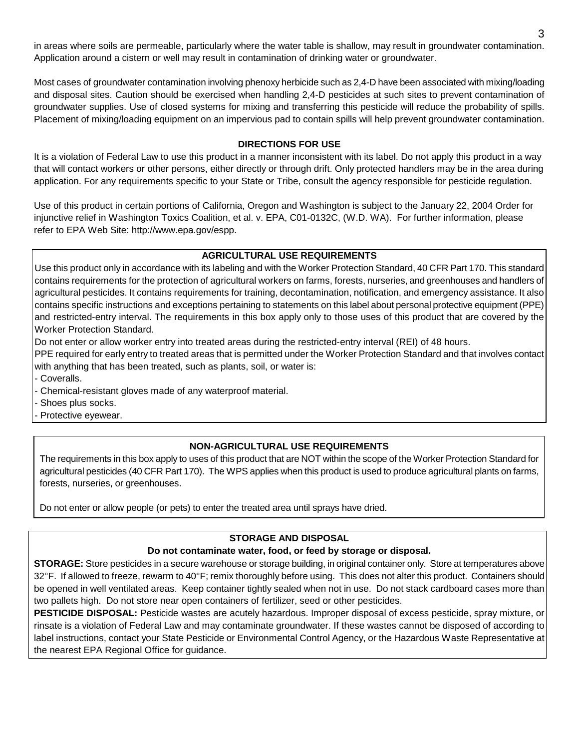in areas where soils are permeable, particularly where the water table is shallow, may result in groundwater contamination. Application around a cistern or well may result in contamination of drinking water or groundwater.

Most cases of groundwater contamination involving phenoxy herbicide such as 2,4-D have been associated with mixing/loading and disposal sites. Caution should be exercised when handling 2,4-D pesticides at such sites to prevent contamination of groundwater supplies. Use of closed systems for mixing and transferring this pesticide will reduce the probability of spills. Placement of mixing/loading equipment on an impervious pad to contain spills will help prevent groundwater contamination.

## DIRECTIONS FOR USE

It is a violation of Federal Law to use this product in a manner inconsistent with its label. Do not apply this product in a way that will contact workers or other persons, either directly or through drift. Only protected handlers may be in the area during application. For any requirements specific to your State or Tribe, consult the agency responsible for pesticide regulation.

Use of this product in certain portions of California, Oregon and Washington is subject to the January 22, 2004 Order for injunctive relief in Washington Toxics Coalition, et al. v. EPA, C01-0132C, (W.D. WA). For further information, please refer to EPA Web Site: http://www.epa.gov/espp.

### AGRICULTURAL USE REQUIREMENTS

Use this product only in accordance with its labeling and with the Worker Protection Standard, 40 CFR Part 170. This standard contains requirements for the protection of agricultural workers on farms, forests, nurseries, and greenhouses and handlers of agricultural pesticides. It contains requirements for training, decontamination, notification, and emergency assistance. It also contains specific instructions and exceptions pertaining to statements on this label about personal protective equipment (PPE) and restricted-entry interval. The requirements in this box apply only to those uses of this product that are covered by the Worker Protection Standard.

Do not enter or allow worker entry into treated areas during the restricted-entry interval (REI) of 48 hours.

PPE required for early entry to treated areas that is permitted under the Worker Protection Standard and that involves contact with anything that has been treated, such as plants, soil, or water is:

- Coveralls.
- Chemical-resistant gloves made of any waterproof material.
- Shoes plus socks.
- Protective eyewear.

### NON-AGRICULTURAL USE REQUIREMENTS

The requirements in this box apply to uses of this product that are NOT within the scope of the Worker Protection Standard for agricultural pesticides (40 CFR Part 170). The WPS applies when this product is used to produce agricultural plants on farms, forests, nurseries, or greenhouses.

Do not enter or allow people (or pets) to enter the treated area until sprays have dried.

### STORAGE AND DISPOSAL

**Do not contaminate water, food, or feed by storage or disposal.**

**STORAGE:** Store pesticides in a secure warehouse or storage building, in original container only. Store at temperatures above 32°F. If allowed to freeze, rewarm to 40°F; remix thoroughly before using. This does not alter this product. Containers should be opened in well ventilated areas. Keep container tightly sealed when not in use. Do not stack cardboard cases more than two pallets high. Do not store near open containers of fertilizer, seed or other pesticides.

**PESTICIDE DISPOSAL:** Pesticide wastes are acutely hazardous. Improper disposal of excess pesticide, spray mixture, or rinsate is a violation of Federal Law and may contaminate groundwater. If these wastes cannot be disposed of according to label instructions, contact your State Pesticide or Environmental Control Agency, or the Hazardous Waste Representative at the nearest EPA Regional Office for guidance.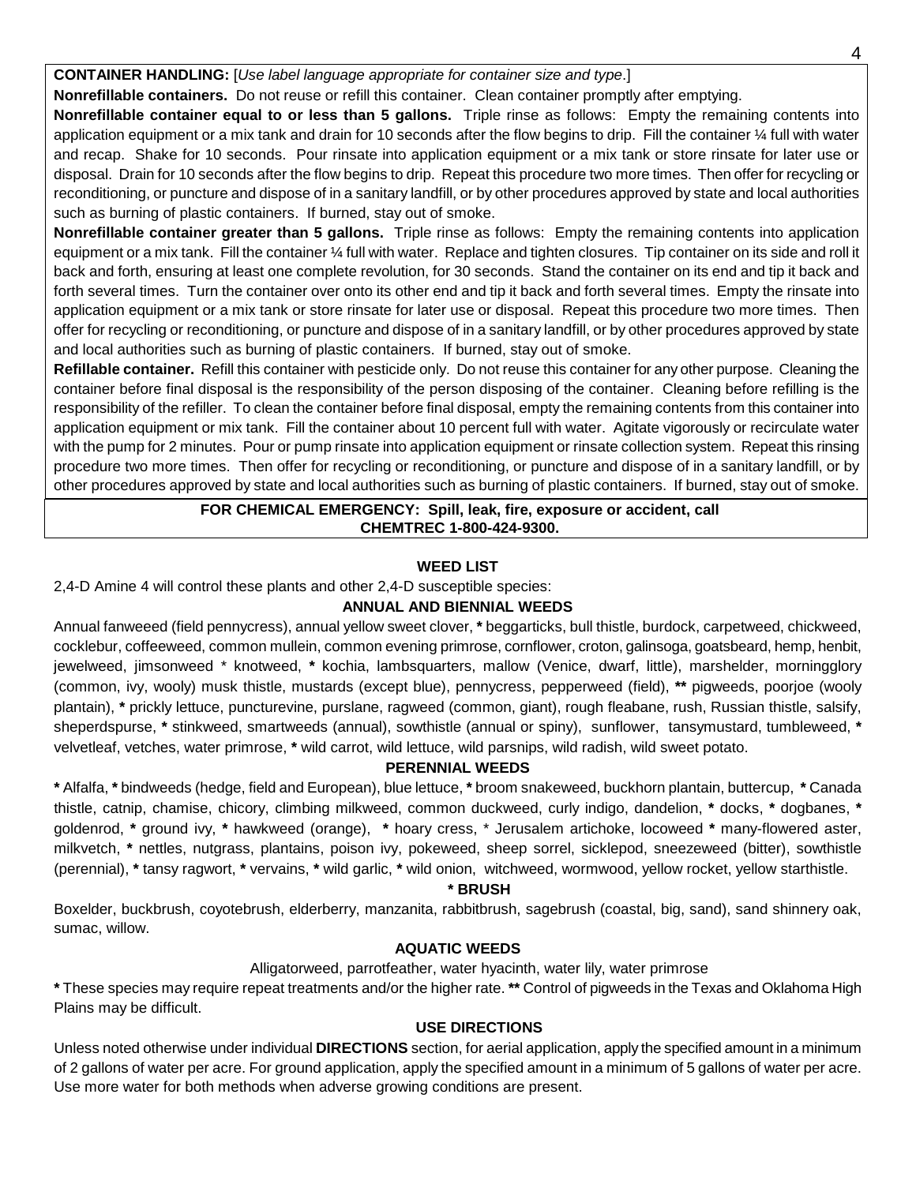**CONTAINER HANDLING:** [*Use label language appropriate for container size and type*.]

**Nonrefillable containers.** Do not reuse or refill this container. Clean container promptly after emptying.

**Nonrefillable container equal to or less than 5 gallons.** Triple rinse as follows: Empty the remaining contents into application equipment or a mix tank and drain for 10 seconds after the flow begins to drip. Fill the container ¼ full with water and recap. Shake for 10 seconds. Pour rinsate into application equipment or a mix tank or store rinsate for later use or disposal. Drain for 10 seconds after the flow begins to drip. Repeat this procedure two more times. Then offer for recycling or reconditioning, or puncture and dispose of in a sanitary landfill, or by other procedures approved by state and local authorities such as burning of plastic containers. If burned, stay out of smoke.

**Nonrefillable container greater than 5 gallons.** Triple rinse as follows: Empty the remaining contents into application equipment or a mix tank. Fill the container ¼ full with water. Replace and tighten closures. Tip container on its side and roll it back and forth, ensuring at least one complete revolution, for 30 seconds. Stand the container on its end and tip it back and forth several times. Turn the container over onto its other end and tip it back and forth several times. Empty the rinsate into application equipment or a mix tank or store rinsate for later use or disposal. Repeat this procedure two more times. Then offer for recycling or reconditioning, or puncture and dispose of in a sanitary landfill, or by other procedures approved by state and local authorities such as burning of plastic containers. If burned, stay out of smoke.

**Refillable container.** Refill this container with pesticide only. Do not reuse this container for any other purpose. Cleaning the container before final disposal is the responsibility of the person disposing of the container. Cleaning before refilling is the responsibility of the refiller. To clean the container before final disposal, empty the remaining contents from this container into application equipment or mix tank. Fill the container about 10 percent full with water. Agitate vigorously or recirculate water with the pump for 2 minutes. Pour or pump rinsate into application equipment or rinsate collection system. Repeat this rinsing procedure two more times. Then offer for recycling or reconditioning, or puncture and dispose of in a sanitary landfill, or by other procedures approved by state and local authorities such as burning of plastic containers. If burned, stay out of smoke.

**FOR CHEMICAL EMERGENCY: Spill, leak, fire, exposure or accident, call CHEMTREC 1-800-424-9300.**

## WEED LIST

2,4-D Amine 4 will control these plants and other 2,4-D susceptible species:

### ANNUAL AND BIENNIAL WEEDS

Annual fanweeed (field pennycress), annual yellow sweet clover, **\*** beggarticks, bull thistle, burdock, carpetweed, chickweed, cocklebur, coffeeweed, common mullein, common evening primrose, cornflower, croton, galinsoga, goatsbeard, hemp, henbit, jewelweed, jimsonweed \* knotweed, **\*** kochia, lambsquarters, mallow (Venice, dwarf, little), marshelder, morningglory (common, ivy, wooly) musk thistle, mustards (except blue), pennycress, pepperweed (field), **\*\*** pigweeds, poorjoe (wooly plantain), **\*** prickly lettuce, puncturevine, purslane, ragweed (common, giant), rough fleabane, rush, Russian thistle, salsify, sheperdspurse, **\*** stinkweed, smartweeds (annual), sowthistle (annual or spiny), sunflower, tansymustard, tumbleweed, **\*** velvetleaf, vetches, water primrose, **\*** wild carrot, wild lettuce, wild parsnips, wild radish, wild sweet potato.

### PERENNIAL WEEDS

**\*** Alfalfa, **\*** bindweeds (hedge, field and European), blue lettuce, **\*** broom snakeweed, buckhorn plantain, buttercup, **\*** Canada thistle, catnip, chamise, chicory, climbing milkweed, common duckweed, curly indigo, dandelion, **\*** docks, **\*** dogbanes, **\*** goldenrod, **\*** ground ivy, **\*** hawkweed (orange), **\*** hoary cress, \* Jerusalem artichoke, locoweed **\*** many-flowered aster, milkvetch, **\*** nettles, nutgrass, plantains, poison ivy, pokeweed, sheep sorrel, sicklepod, sneezeweed (bitter), sowthistle (perennial), **\*** tansy ragwort, **\*** vervains, **\*** wild garlic, **\*** wild onion, witchweed, wormwood, yellow rocket, yellow starthistle.

### \* BRUSH

Boxelder, buckbrush, coyotebrush, elderberry, manzanita, rabbitbrush, sagebrush (coastal, big, sand), sand shinnery oak, sumac, willow.

### AQUATIC WEEDS

Alligatorweed, parrotfeather, water hyacinth, water lily, water primrose

**\*** These species may require repeat treatments and/or the higher rate. **\*\*** Control of pigweeds in the Texas and Oklahoma High Plains may be difficult.

## USE DIRECTIONS

Unless noted otherwise under individual **DIRECTIONS** section, for aerial application, apply the specified amount in a minimum of 2 gallons of water per acre. For ground application, apply the specified amount in a minimum of 5 gallons of water per acre. Use more water for both methods when adverse growing conditions are present.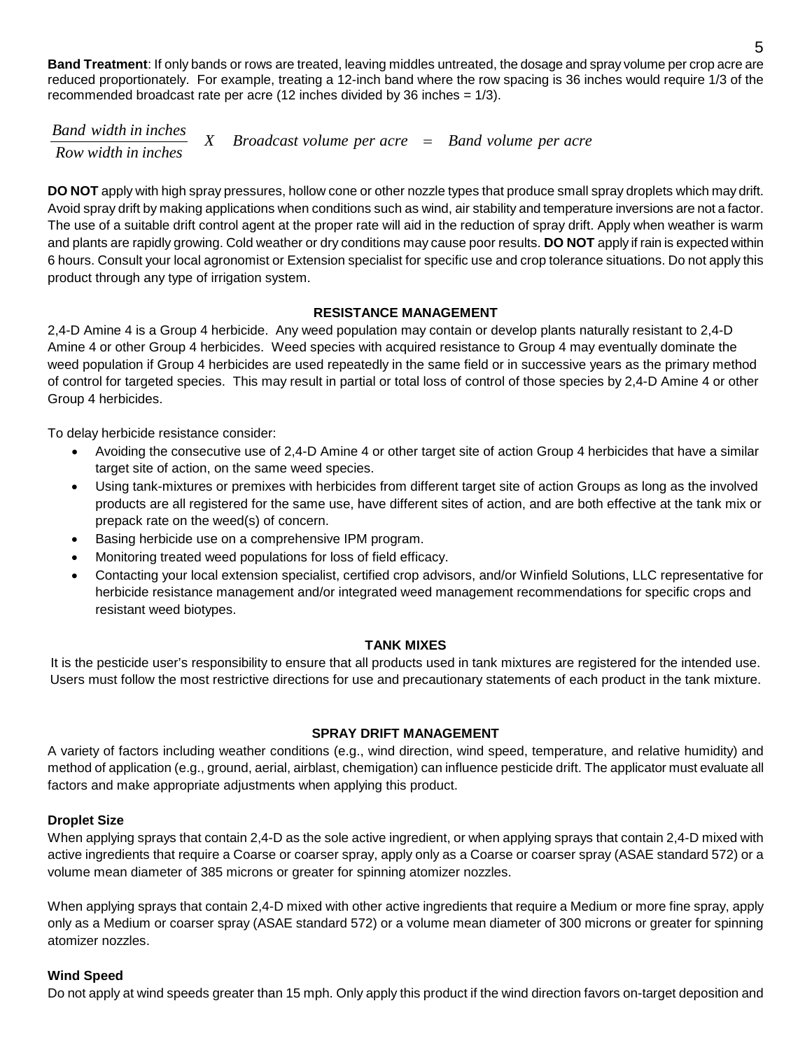**Band Treatment**: If only bands or rows are treated, leaving middles untreated, the dosage and spray volume per crop acre are reduced proportionately. For example, treating a 12-inch band where the row spacing is 36 inches would require 1/3 of the recommended broadcast rate per acre (12 inches divided by 36 inches = 1/3).

$$\frac{Band\ width\ in\ inches}{Row\ width\ in\ inches} \quad X \quad Broadcast\ volume\ per\ acre \quad = \quad Band\ volume\ per\ acre$$

**DO NOT** apply with high spray pressures, hollow cone or other nozzle types that produce small spray droplets which may drift. Avoid spray drift by making applications when conditions such as wind, air stability and temperature inversions are not a factor. The use of a suitable drift control agent at the proper rate will aid in the reduction of spray drift. Apply when weather is warm and plants are rapidly growing. Cold weather or dry conditions may cause poor results. **DO NOT** apply if rain is expected within 6 hours. Consult your local agronomist or Extension specialist for specific use and crop tolerance situations. Do not apply this product through any type of irrigation system.

## RESISTANCE MANAGEMENT

2,4-D Amine 4 is a Group 4 herbicide. Any weed population may contain or develop plants naturally resistant to 2,4-D Amine 4 or other Group 4 herbicides. Weed species with acquired resistance to Group 4 may eventually dominate the weed population if Group 4 herbicides are used repeatedly in the same field or in successive years as the primary method of control for targeted species. This may result in partial or total loss of control of those species by 2,4-D Amine 4 or other Group 4 herbicides.

To delay herbicide resistance consider:

- Avoiding the consecutive use of 2,4-D Amine 4 or other target site of action Group 4 herbicides that have a similar target site of action, on the same weed species.
- Using tank-mixtures or premixes with herbicides from different target site of action Groups as long as the involved products are all registered for the same use, have different sites of action, and are both effective at the tank mix or prepack rate on the weed(s) of concern.
- Basing herbicide use on a comprehensive IPM program.
- Monitoring treated weed populations for loss of field efficacy.
- Contacting your local extension specialist, certified crop advisors, and/or Winfield Solutions, LLC representative for herbicide resistance management and/or integrated weed management recommendations for specific crops and resistant weed biotypes.

## TANK MIXES

It is the pesticide user's responsibility to ensure that all products used in tank mixtures are registered for the intended use. Users must follow the most restrictive directions for use and precautionary statements of each product in the tank mixture.

## SPRAY DRIFT MANAGEMENT

A variety of factors including weather conditions (e.g., wind direction, wind speed, temperature, and relative humidity) and method of application (e.g., ground, aerial, airblast, chemigation) can influence pesticide drift. The applicator must evaluate all factors and make appropriate adjustments when applying this product.

### Droplet Size

When applying sprays that contain 2,4-D as the sole active ingredient, or when applying sprays that contain 2,4-D mixed with active ingredients that require a Coarse or coarser spray, apply only as a Coarse or coarser spray (ASAE standard 572) or a volume mean diameter of 385 microns or greater for spinning atomizer nozzles.

When applying sprays that contain 2,4-D mixed with other active ingredients that require a Medium or more fine spray, apply only as a Medium or coarser spray (ASAE standard 572) or a volume mean diameter of 300 microns or greater for spinning atomizer nozzles.

### Wind Speed

Do not apply at wind speeds greater than 15 mph. Only apply this product if the wind direction favors on-target deposition and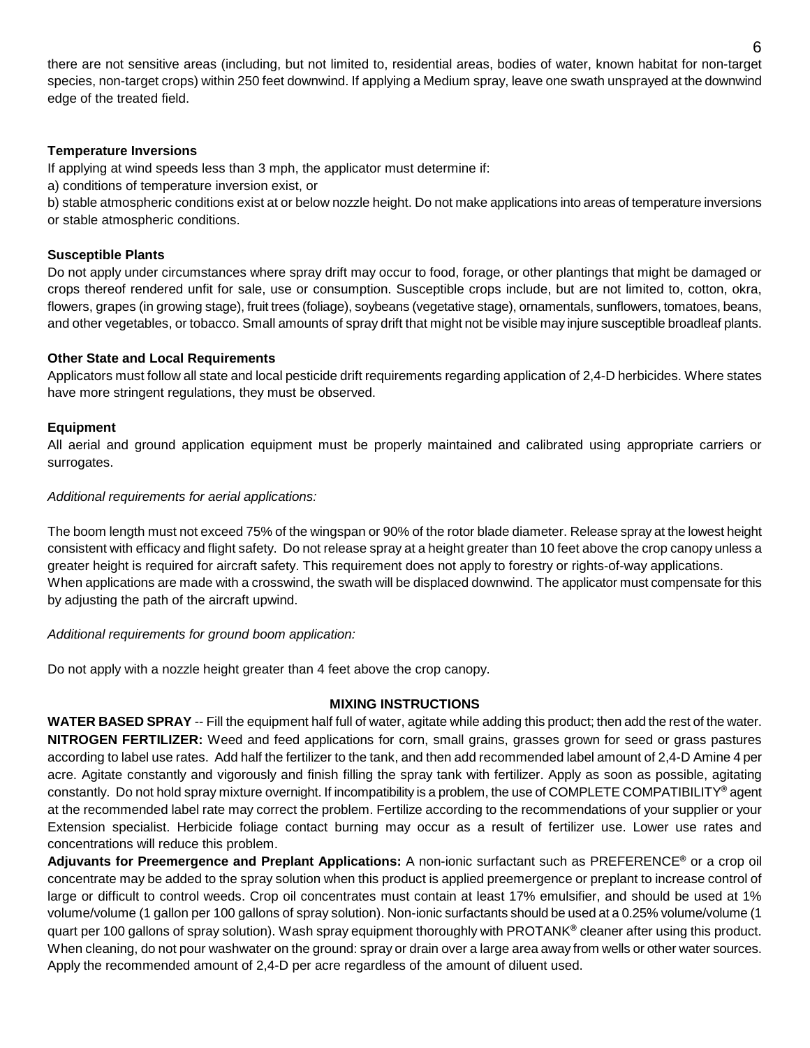there are not sensitive areas (including, but not limited to, residential areas, bodies of water, known habitat for non-target species, non-target crops) within 250 feet downwind. If applying a Medium spray, leave one swath unsprayed at the downwind edge of the treated field.

**Temperature Inversions**

If applying at wind speeds less than 3 mph, the applicator must determine if:

a) conditions of temperature inversion exist, or

b) stable atmospheric conditions exist at or below nozzle height. Do not make applications into areas of temperature inversions or stable atmospheric conditions.

**Susceptible Plants**

Do not apply under circumstances where spray drift may occur to food, forage, or other plantings that might be damaged or crops thereof rendered unfit for sale, use or consumption. Susceptible crops include, but are not limited to, cotton, okra, flowers, grapes (in growing stage), fruit trees (foliage), soybeans (vegetative stage), ornamentals, sunflowers, tomatoes, beans, and other vegetables, or tobacco. Small amounts of spray drift that might not be visible may injure susceptible broadleaf plants.

**Other State and Local Requirements**

Applicators must follow all state and local pesticide drift requirements regarding application of 2,4-D herbicides. Where states have more stringent regulations, they must be observed.

**Equipment**

All aerial and ground application equipment must be properly maintained and calibrated using appropriate carriers or surrogates.

*Additional requirements for aerial applications:*

The boom length must not exceed 75% of the wingspan or 90% of the rotor blade diameter. Release spray at the lowest height consistent with efficacy and flight safety. Do not release spray at a height greater than 10 feet above the crop canopy unless a greater height is required for aircraft safety. This requirement does not apply to forestry or rights-of-way applications.
When applications are made with a crosswind, the swath will be displaced downwind. The applicator must compensate for this by adjusting the path of the aircraft upwind.

*Additional requirements for ground boom application:*

Do not apply with a nozzle height greater than 4 feet above the crop canopy.

## MIXING INSTRUCTIONS

**WATER BASED SPRAY** -- Fill the equipment half full of water, agitate while adding this product; then add the rest of the water.
**NITROGEN FERTILIZER:** Weed and feed applications for corn, small grains, grasses grown for seed or grass pastures according to label use rates. Add half the fertilizer to the tank, and then add recommended label amount of 2,4-D Amine 4 per acre. Agitate constantly and vigorously and finish filling the spray tank with fertilizer. Apply as soon as possible, agitating constantly. Do not hold spray mixture overnight. If incompatibility is a problem, the use of COMPLETE COMPATIBILITY® agent at the recommended label rate may correct the problem. Fertilize according to the recommendations of your supplier or your Extension specialist. Herbicide foliage contact burning may occur as a result of fertilizer use. Lower use rates and concentrations will reduce this problem.
**Adjuvants for Preemergence and Preplant Applications:** A non-ionic surfactant such as PREFERENCE® or a crop oil concentrate may be added to the spray solution when this product is applied preemergence or preplant to increase control of large or difficult to control weeds. Crop oil concentrates must contain at least 17% emulsifier, and should be used at 1% volume/volume (1 gallon per 100 gallons of spray solution). Non-ionic surfactants should be used at a 0.25% volume/volume (1 quart per 100 gallons of spray solution). Wash spray equipment thoroughly with PROTANK® cleaner after using this product. When cleaning, do not pour washwater on the ground: spray or drain over a large area away from wells or other water sources. Apply the recommended amount of 2,4-D per acre regardless of the amount of diluent used.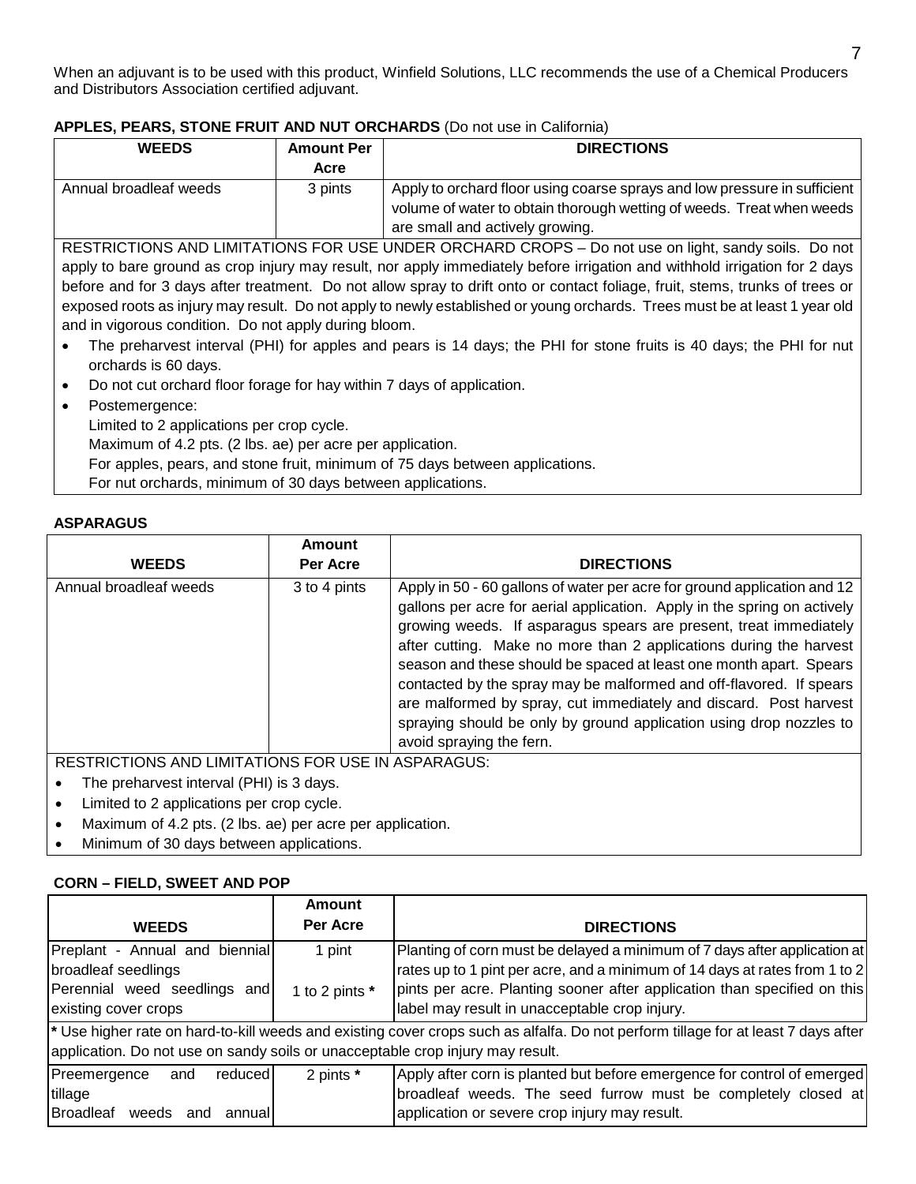When an adjuvant is to be used with this product, Winfield Solutions, LLC recommends the use of a Chemical Producers and Distributors Association certified adjuvant.

**APPLES, PEARS, STONE FRUIT AND NUT ORCHARDS** (Do not use in California)

| WEEDS | Amount Per Acre | DIRECTIONS |
|---|---|---|
| Annual broadleaf weeds | 3 pints | Apply to orchard floor using coarse sprays and low pressure in sufficient volume of water to obtain thorough wetting of weeds. Treat when weeds are small and actively growing. |

RESTRICTIONS AND LIMITATIONS FOR USE UNDER ORCHARD CROPS – Do not use on light, sandy soils. Do not apply to bare ground as crop injury may result, nor apply immediately before irrigation and withhold irrigation for 2 days before and for 3 days after treatment. Do not allow spray to drift onto or contact foliage, fruit, stems, trunks of trees or exposed roots as injury may result. Do not apply to newly established or young orchards. Trees must be at least 1 year old and in vigorous condition. Do not apply during bloom.

- The preharvest interval (PHI) for apples and pears is 14 days; the PHI for stone fruits is 40 days; the PHI for nut orchards is 60 days.
- Do not cut orchard floor forage for hay within 7 days of application.
- Postemergence:
  Limited to 2 applications per crop cycle.
  Maximum of 4.2 pts. (2 lbs. ae) per acre per application.
  For apples, pears, and stone fruit, minimum of 75 days between applications.
  For nut orchards, minimum of 30 days between applications.

**ASPARAGUS**

| WEEDS | Amount Per Acre | DIRECTIONS |
|---|---|---|
| Annual broadleaf weeds | 3 to 4 pints | Apply in 50 - 60 gallons of water per acre for ground application and 12 gallons per acre for aerial application. Apply in the spring on actively growing weeds. If asparagus spears are present, treat immediately after cutting. Make no more than 2 applications during the harvest season and these should be spaced at least one month apart. Spears contacted by the spray may be malformed and off-flavored. If spears are malformed by spray, cut immediately and discard. Post harvest spraying should be only by ground application using drop nozzles to avoid spraying the fern. |

RESTRICTIONS AND LIMITATIONS FOR USE IN ASPARAGUS:

- The preharvest interval (PHI) is 3 days.
- Limited to 2 applications per crop cycle.
- Maximum of 4.2 pts. (2 lbs. ae) per acre per application.
- Minimum of 30 days between applications.

**CORN – FIELD, SWEET AND POP**

| WEEDS | Amount Per Acre | DIRECTIONS |
|---|---|---|
| Preplant - Annual and biennial broadleaf seedlings | 1 pint | Planting of corn must be delayed a minimum of 7 days after application at rates up to 1 pint per acre, and a minimum of 14 days at rates from 1 to 2 pints per acre. Planting sooner after application than specified on this label may result in unacceptable crop injury. |
| Perennial weed seedlings and existing cover crops | 1 to 2 pints * | |
| * Use higher rate on hard-to-kill weeds and existing cover crops such as alfalfa. Do not perform tillage for at least 7 days after application. Do not use on sandy soils or unacceptable crop injury may result. | | |
| Preemergence and reduced tillage<br>Broadleaf weeds and annual | 2 pints * | Apply after corn is planted but before emergence for control of emerged broadleaf weeds. The seed furrow must be completely closed at application or severe crop injury may result. |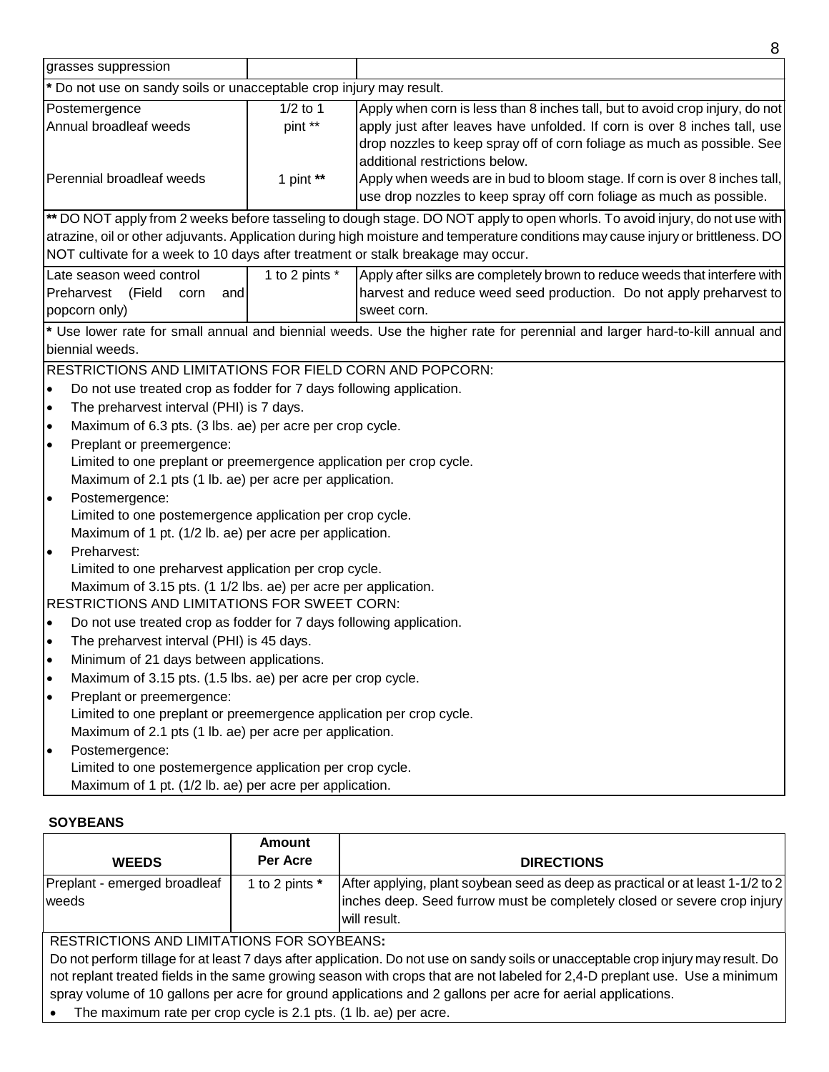| | | |
|---|---|---|
| grasses suppression | | |
| * Do not use on sandy soils or unacceptable crop injury may result. | | |
| Postemergence<br>Annual broadleaf weeds<br><br><br>Perennial broadleaf weeds | 1/2 to 1 pint **<br><br><br><br>1 pint ** | Apply when corn is less than 8 inches tall, but to avoid crop injury, do not apply just after leaves have unfolded. If corn is over 8 inches tall, use drop nozzles to keep spray off of corn foliage as much as possible. See additional restrictions below.<br>Apply when weeds are in bud to bloom stage. If corn is over 8 inches tall, use drop nozzles to keep spray off corn foliage as much as possible. |
| ** DO NOT apply from 2 weeks before tasseling to dough stage. DO NOT apply to open whorls. To avoid injury, do not use with atrazine, oil or other adjuvants. Application during high moisture and temperature conditions may cause injury or brittleness. DO NOT cultivate for a week to 10 days after treatment or stalk breakage may occur. | | |
| Late season weed control<br>Preharvest (Field corn and popcorn only) | 1 to 2 pints * | Apply after silks are completely brown to reduce weeds that interfere with harvest and reduce weed seed production. Do not apply preharvest to sweet corn. |
| * Use lower rate for small annual and biennial weeds. Use the higher rate for perennial and larger hard-to-kill annual and biennial weeds. | | |

RESTRICTIONS AND LIMITATIONS FOR FIELD CORN AND POPCORN:

- Do not use treated crop as fodder for 7 days following application.
- The preharvest interval (PHI) is 7 days.
- Maximum of 6.3 pts. (3 lbs. ae) per acre per crop cycle.
- Preplant or preemergence:
  Limited to one preplant or preemergence application per crop cycle.
  Maximum of 2.1 pts (1 lb. ae) per acre per application.
- Postemergence:
  Limited to one postemergence application per crop cycle.
  Maximum of 1 pt. (1/2 lb. ae) per acre per application.
- Preharvest:
  Limited to one preharvest application per crop cycle.
  Maximum of 3.15 pts. (1 1/2 lbs. ae) per acre per application.

RESTRICTIONS AND LIMITATIONS FOR SWEET CORN:

- Do not use treated crop as fodder for 7 days following application.
- The preharvest interval (PHI) is 45 days.
- Minimum of 21 days between applications.
- Maximum of 3.15 pts. (1.5 lbs. ae) per acre per crop cycle.
- Preplant or preemergence:
  Limited to one preplant or preemergence application per crop cycle.
  Maximum of 2.1 pts (1 lb. ae) per acre per application.
- Postemergence:
  Limited to one postemergence application per crop cycle.
  Maximum of 1 pt. (1/2 lb. ae) per acre per application.

**SOYBEANS**

| WEEDS | Amount Per Acre | DIRECTIONS |
|---|---|---|
| Preplant - emerged broadleaf weeds | 1 to 2 pints * | After applying, plant soybean seed as deep as practical or at least 1-1/2 to 2 inches deep. Seed furrow must be completely closed or severe crop injury will result. |

RESTRICTIONS AND LIMITATIONS FOR SOYBEANS**:**

Do not perform tillage for at least 7 days after application. Do not use on sandy soils or unacceptable crop injury may result. Do not replant treated fields in the same growing season with crops that are not labeled for 2,4-D preplant use. Use a minimum spray volume of 10 gallons per acre for ground applications and 2 gallons per acre for aerial applications.

- The maximum rate per crop cycle is 2.1 pts. (1 lb. ae) per acre.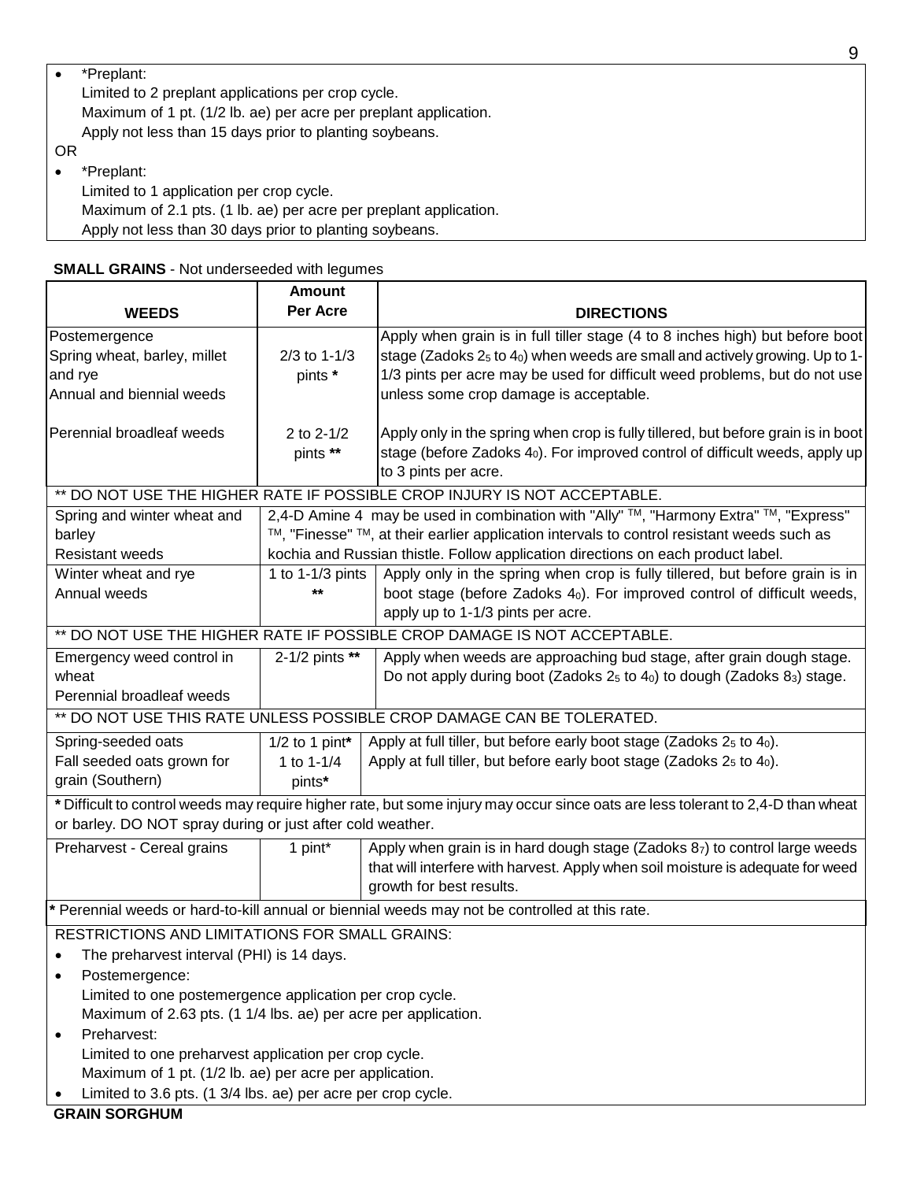- *Preplant:
  Limited to 2 preplant applications per crop cycle.
  Maximum of 1 pt. (1/2 lb. ae) per acre per preplant application.
  Apply not less than 15 days prior to planting soybeans.

OR

- *Preplant:
  Limited to 1 application per crop cycle.
  Maximum of 2.1 pts. (1 lb. ae) per acre per preplant application.
  Apply not less than 30 days prior to planting soybeans.

**SMALL GRAINS** - Not underseeded with legumes

| WEEDS | Amount Per Acre | DIRECTIONS |
|---|---|---|
| Postemergence<br>Spring wheat, barley, millet and rye<br>Annual and biennial weeds | 2/3 to 1-1/3 pints * | Apply when grain is in full tiller stage (4 to 8 inches high) but before boot stage (Zadoks $2_5$ to $4_0$) when weeds are small and actively growing. Up to 1-1/3 pints per acre may be used for difficult weed problems, but do not use unless some crop damage is acceptable. |
| Perennial broadleaf weeds | 2 to 2-1/2 pints ** | Apply only in the spring when crop is fully tillered, but before grain is in boot stage (before Zadoks $4_0$). For improved control of difficult weeds, apply up to 3 pints per acre. |
| ** DO NOT USE THE HIGHER RATE IF POSSIBLE CROP INJURY IS NOT ACCEPTABLE. | | |
| Spring and winter wheat and barley<br>Resistant weeds | 2,4-D Amine 4 may be used in combination with "Ally" ™, "Harmony Extra" ™, "Express" ™, "Finesse" ™, at their earlier application intervals to control resistant weeds such as kochia and Russian thistle. Follow application directions on each product label. | |
| Winter wheat and rye<br>Annual weeds | 1 to 1-1/3 pints ** | Apply only in the spring when crop is fully tillered, but before grain is in boot stage (before Zadoks $4_0$). For improved control of difficult weeds, apply up to 1-1/3 pints per acre. |
| ** DO NOT USE THE HIGHER RATE IF POSSIBLE CROP DAMAGE IS NOT ACCEPTABLE. | | |
| Emergency weed control in wheat<br>Perennial broadleaf weeds | 2-1/2 pints ** | Apply when weeds are approaching bud stage, after grain dough stage. Do not apply during boot (Zadoks $2_5$ to $4_0$) to dough (Zadoks $8_3$) stage. |
| ** DO NOT USE THIS RATE UNLESS POSSIBLE CROP DAMAGE CAN BE TOLERATED. | | |
| Spring-seeded oats<br>Fall seeded oats grown for grain (Southern) | 1/2 to 1 pint*<br>1 to 1-1/4 pints* | Apply at full tiller, but before early boot stage (Zadoks $2_5$ to $4_0$).<br>Apply at full tiller, but before early boot stage (Zadoks $2_5$ to $4_0$). |
| * Difficult to control weeds may require higher rate, but some injury may occur since oats are less tolerant to 2,4-D than wheat or barley. DO NOT spray during or just after cold weather. | | |
| Preharvest - Cereal grains | 1 pint* | Apply when grain is in hard dough stage (Zadoks $8_7$) to control large weeds that will interfere with harvest. Apply when soil moisture is adequate for weed growth for best results. |
| * Perennial weeds or hard-to-kill annual or biennial weeds may not be controlled at this rate. | | |

RESTRICTIONS AND LIMITATIONS FOR SMALL GRAINS:

- The preharvest interval (PHI) is 14 days.
- Postemergence:
  Limited to one postemergence application per crop cycle.
  Maximum of 2.63 pts. (1 1/4 lbs. ae) per acre per application.
- Preharvest:
  Limited to one preharvest application per crop cycle.
  Maximum of 1 pt. (1/2 lb. ae) per acre per application.
- Limited to 3.6 pts. (1 3/4 lbs. ae) per acre per crop cycle.

**GRAIN SORGHUM**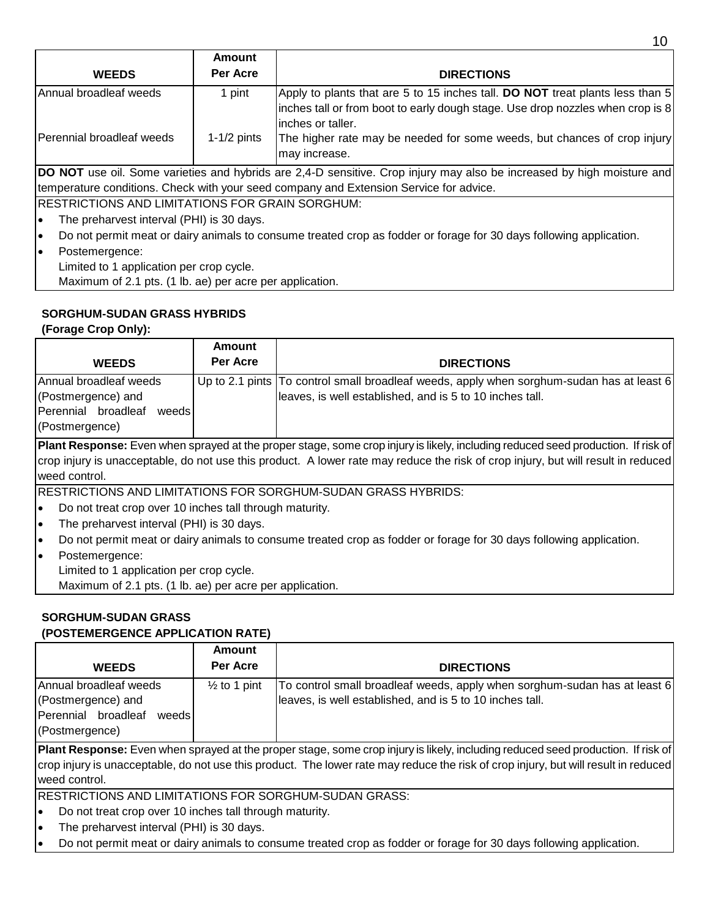| WEEDS | Amount Per Acre | DIRECTIONS |
|---|---|---|
| Annual broadleaf weeds | 1 pint | Apply to plants that are 5 to 15 inches tall. **DO NOT** treat plants less than 5 inches tall or from boot to early dough stage. Use drop nozzles when crop is 8 inches or taller. |
| Perennial broadleaf weeds | 1-1/2 pints | The higher rate may be needed for some weeds, but chances of crop injury may increase. |

**DO NOT** use oil. Some varieties and hybrids are 2,4-D sensitive. Crop injury may also be increased by high moisture and temperature conditions. Check with your seed company and Extension Service for advice.

RESTRICTIONS AND LIMITATIONS FOR GRAIN SORGHUM:

- The preharvest interval (PHI) is 30 days.
- Do not permit meat or dairy animals to consume treated crop as fodder or forage for 30 days following application.
- Postemergence:
  Limited to 1 application per crop cycle.
  Maximum of 2.1 pts. (1 lb. ae) per acre per application.

**SORGHUM-SUDAN GRASS HYBRIDS**
**(Forage Crop Only):**

| WEEDS | Amount Per Acre | DIRECTIONS |
|---|---|---|
| Annual broadleaf weeds (Postmergence) and Perennial broadleaf weeds (Postmergence) | Up to 2.1 pints | To control small broadleaf weeds, apply when sorghum-sudan has at least 6 leaves, is well established, and is 5 to 10 inches tall. |

**Plant Response:** Even when sprayed at the proper stage, some crop injury is likely, including reduced seed production. If risk of crop injury is unacceptable, do not use this product. A lower rate may reduce the risk of crop injury, but will result in reduced weed control.

RESTRICTIONS AND LIMITATIONS FOR SORGHUM-SUDAN GRASS HYBRIDS:

- Do not treat crop over 10 inches tall through maturity.
- The preharvest interval (PHI) is 30 days.
- Do not permit meat or dairy animals to consume treated crop as fodder or forage for 30 days following application.
- Postemergence:
  Limited to 1 application per crop cycle.
  Maximum of 2.1 pts. (1 lb. ae) per acre per application.

**SORGHUM-SUDAN GRASS**
**(POSTEMERGENCE APPLICATION RATE)**

| WEEDS | Amount Per Acre | DIRECTIONS |
|---|---|---|
| Annual broadleaf weeds (Postmergence) and Perennial broadleaf weeds (Postmergence) | ½ to 1 pint | To control small broadleaf weeds, apply when sorghum-sudan has at least 6 leaves, is well established, and is 5 to 10 inches tall. |

**Plant Response:** Even when sprayed at the proper stage, some crop injury is likely, including reduced seed production. If risk of crop injury is unacceptable, do not use this product. The lower rate may reduce the risk of crop injury, but will result in reduced weed control.

RESTRICTIONS AND LIMITATIONS FOR SORGHUM-SUDAN GRASS:

- Do not treat crop over 10 inches tall through maturity.
- The preharvest interval (PHI) is 30 days.
- Do not permit meat or dairy animals to consume treated crop as fodder or forage for 30 days following application.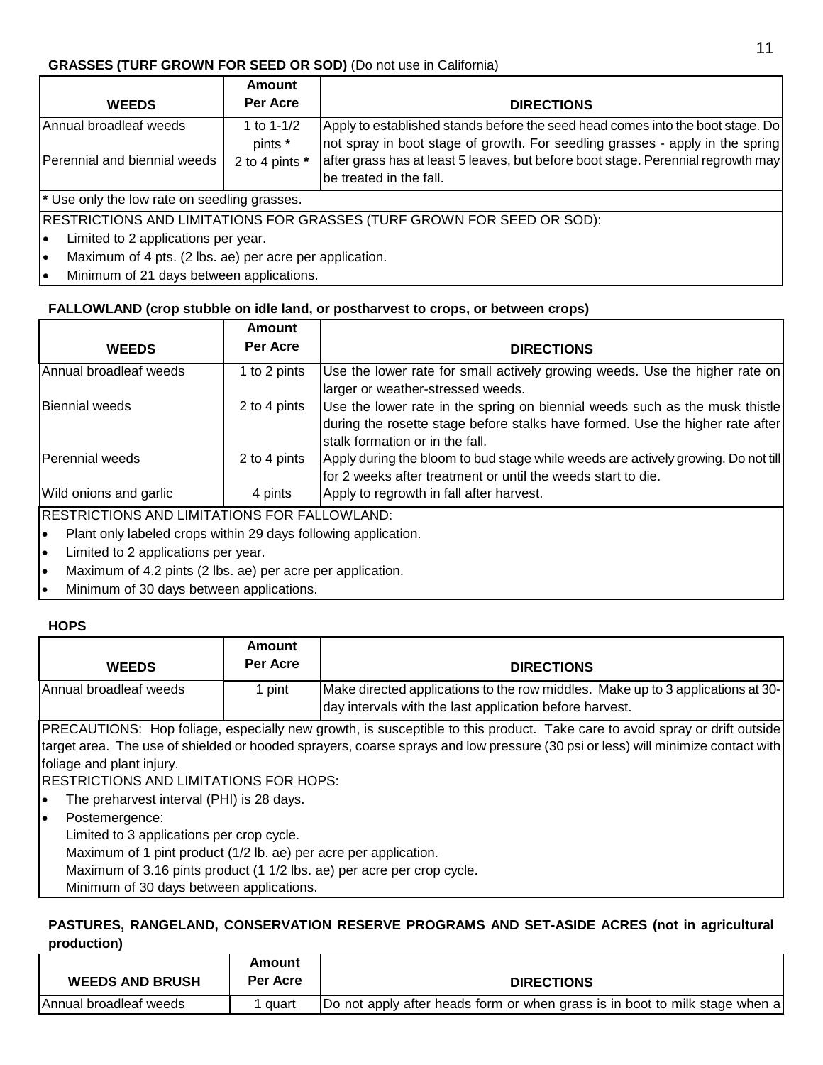**GRASSES (TURF GROWN FOR SEED OR SOD)** (Do not use in California)

| WEEDS | Amount Per Acre | DIRECTIONS |
|---|---|---|
| Annual broadleaf weeds | 1 to 1-1/2 pints * | Apply to established stands before the seed head comes into the boot stage. Do not spray in boot stage of growth. For seedling grasses - apply in the spring after grass has at least 5 leaves, but before boot stage. Perennial regrowth may be treated in the fall. |
| Perennial and biennial weeds | 2 to 4 pints * | |

**\*** Use only the low rate on seedling grasses.

RESTRICTIONS AND LIMITATIONS FOR GRASSES (TURF GROWN FOR SEED OR SOD):

- Limited to 2 applications per year.
- Maximum of 4 pts. (2 lbs. ae) per acre per application.
- Minimum of 21 days between applications.

**FALLOWLAND (crop stubble on idle land, or postharvest to crops, or between crops)**

| WEEDS | Amount Per Acre | DIRECTIONS |
|---|---|---|
| Annual broadleaf weeds | 1 to 2 pints | Use the lower rate for small actively growing weeds. Use the higher rate on larger or weather-stressed weeds. |
| Biennial weeds | 2 to 4 pints | Use the lower rate in the spring on biennial weeds such as the musk thistle during the rosette stage before stalks have formed. Use the higher rate after stalk formation or in the fall. |
| Perennial weeds | 2 to 4 pints | Apply during the bloom to bud stage while weeds are actively growing. Do not till for 2 weeks after treatment or until the weeds start to die. |
| Wild onions and garlic | 4 pints | Apply to regrowth in fall after harvest. |

RESTRICTIONS AND LIMITATIONS FOR FALLOWLAND:

- Plant only labeled crops within 29 days following application.
- Limited to 2 applications per year.
- Maximum of 4.2 pints (2 lbs. ae) per acre per application.
- Minimum of 30 days between applications.

**HOPS**

| WEEDS | Amount Per Acre | DIRECTIONS |
|---|---|---|
| Annual broadleaf weeds | 1 pint | Make directed applications to the row middles. Make up to 3 applications at 30-day intervals with the last application before harvest. |

PRECAUTIONS: Hop foliage, especially new growth, is susceptible to this product. Take care to avoid spray or drift outside target area. The use of shielded or hooded sprayers, coarse sprays and low pressure (30 psi or less) will minimize contact with foliage and plant injury.

RESTRICTIONS AND LIMITATIONS FOR HOPS:

- The preharvest interval (PHI) is 28 days.
- Postemergence:
  Limited to 3 applications per crop cycle.
  Maximum of 1 pint product (1/2 lb. ae) per acre per application.
  Maximum of 3.16 pints product (1 1/2 lbs. ae) per acre per crop cycle.
  Minimum of 30 days between applications.

**PASTURES, RANGELAND, CONSERVATION RESERVE PROGRAMS AND SET-ASIDE ACRES (not in agricultural production)**

| WEEDS AND BRUSH | Amount Per Acre | DIRECTIONS |
|---|---|---|
| Annual broadleaf weeds | 1 quart | Do not apply after heads form or when grass is in boot to milk stage when a |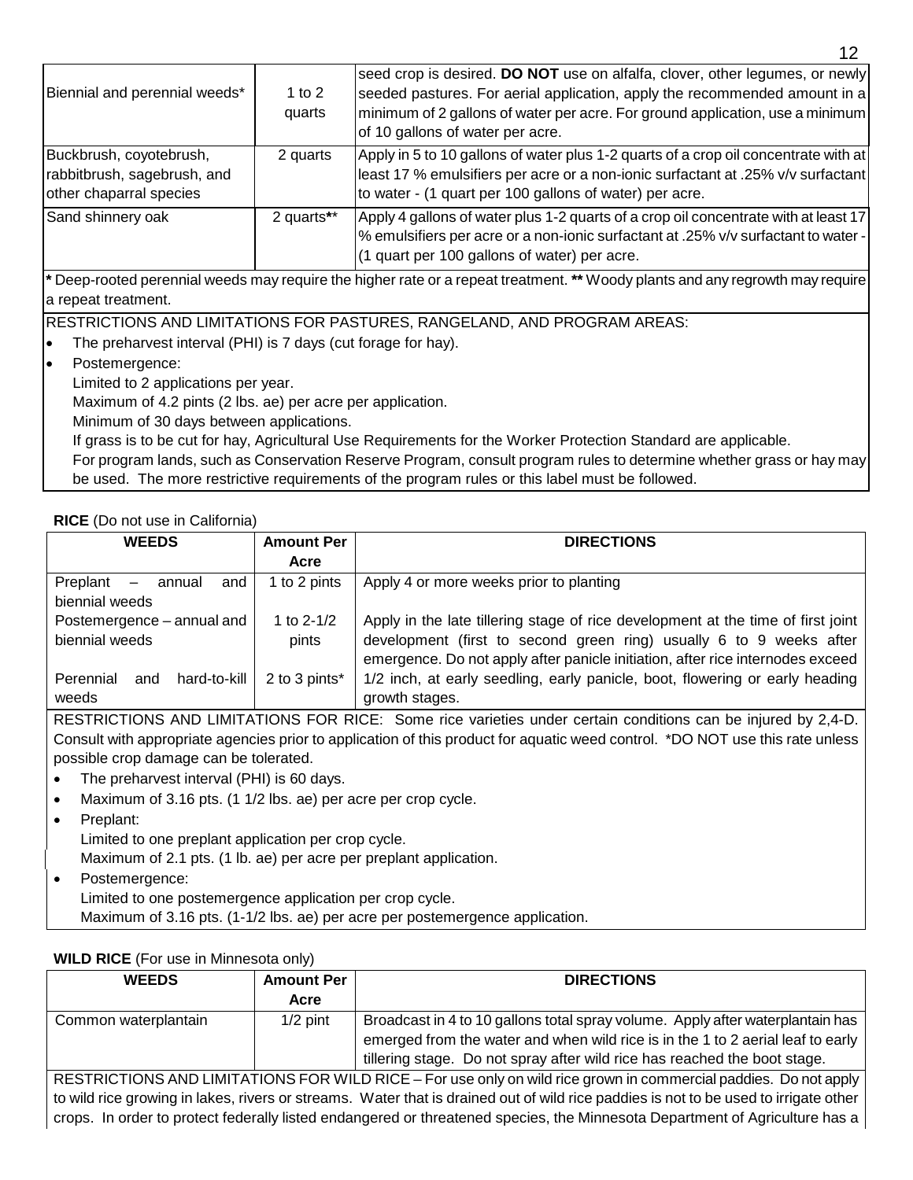| | | |
|---|---|---|
| Biennial and perennial weeds* | 1 to 2 quarts | seed crop is desired. **DO NOT** use on alfalfa, clover, other legumes, or newly seeded pastures. For aerial application, apply the recommended amount in a minimum of 2 gallons of water per acre. For ground application, use a minimum of 10 gallons of water per acre. |
| Buckbrush, coyotebrush, rabbitbrush, sagebrush, and other chaparral species | 2 quarts | Apply in 5 to 10 gallons of water plus 1-2 quarts of a crop oil concentrate with at least 17 % emulsifiers per acre or a non-ionic surfactant at .25% v/v surfactant to water - (1 quart per 100 gallons of water) per acre. |
| Sand shinnery oak | 2 quarts** | Apply 4 gallons of water plus 1-2 quarts of a crop oil concentrate with at least 17 % emulsifiers per acre or a non-ionic surfactant at .25% v/v surfactant to water - (1 quart per 100 gallons of water) per acre. |

**\*** Deep-rooted perennial weeds may require the higher rate or a repeat treatment. **\*\*** Woody plants and any regrowth may require a repeat treatment.

RESTRICTIONS AND LIMITATIONS FOR PASTURES, RANGELAND, AND PROGRAM AREAS:

- The preharvest interval (PHI) is 7 days (cut forage for hay).
- Postemergence:
  Limited to 2 applications per year.
  Maximum of 4.2 pints (2 lbs. ae) per acre per application.
  Minimum of 30 days between applications.
  If grass is to be cut for hay, Agricultural Use Requirements for the Worker Protection Standard are applicable.
  For program lands, such as Conservation Reserve Program, consult program rules to determine whether grass or hay may be used. The more restrictive requirements of the program rules or this label must be followed.

**RICE** (Do not use in California)

| WEEDS | Amount Per Acre | DIRECTIONS |
|---|---|---|
| Preplant – annual and biennial weeds | 1 to 2 pints | Apply 4 or more weeks prior to planting |
| Postemergence – annual and biennial weeds | 1 to 2-1/2 pints | Apply in the late tillering stage of rice development at the time of first joint development (first to second green ring) usually 6 to 9 weeks after emergence. Do not apply after panicle initiation, after rice internodes exceed 1/2 inch, at early seedling, early panicle, boot, flowering or early heading growth stages. |
| Perennial and hard-to-kill weeds | 2 to 3 pints* | |

RESTRICTIONS AND LIMITATIONS FOR RICE: Some rice varieties under certain conditions can be injured by 2,4-D. Consult with appropriate agencies prior to application of this product for aquatic weed control. *DO NOT use this rate unless possible crop damage can be tolerated.

- The preharvest interval (PHI) is 60 days.
- Maximum of 3.16 pts. (1 1/2 lbs. ae) per acre per crop cycle.
- Preplant:
  Limited to one preplant application per crop cycle.
  Maximum of 2.1 pts. (1 lb. ae) per acre per preplant application.
- Postemergence:
  Limited to one postemergence application per crop cycle.
  Maximum of 3.16 pts. (1-1/2 lbs. ae) per acre per postemergence application.

**WILD RICE** (For use in Minnesota only)

| WEEDS | Amount Per Acre | DIRECTIONS |
|---|---|---|
| Common waterplantain | 1/2 pint | Broadcast in 4 to 10 gallons total spray volume. Apply after waterplantain has emerged from the water and when wild rice is in the 1 to 2 aerial leaf to early tillering stage. Do not spray after wild rice has reached the boot stage. |

RESTRICTIONS AND LIMITATIONS FOR WILD RICE – For use only on wild rice grown in commercial paddies. Do not apply to wild rice growing in lakes, rivers or streams. Water that is drained out of wild rice paddies is not to be used to irrigate other crops. In order to protect federally listed endangered or threatened species, the Minnesota Department of Agriculture has a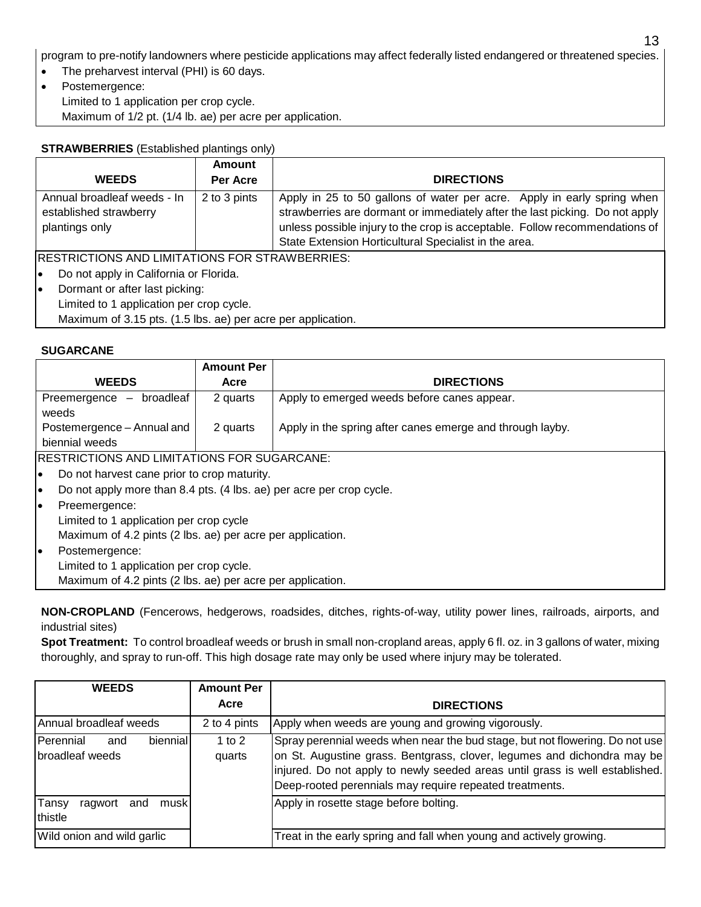program to pre-notify landowners where pesticide applications may affect federally listed endangered or threatened species.

- The preharvest interval (PHI) is 60 days.
- Postemergence:
  Limited to 1 application per crop cycle.
  Maximum of 1/2 pt. (1/4 lb. ae) per acre per application.

**STRAWBERRIES** (Established plantings only)

| WEEDS | Amount Per Acre | DIRECTIONS |
|---|---|---|
| Annual broadleaf weeds - In established strawberry plantings only | 2 to 3 pints | Apply in 25 to 50 gallons of water per acre. Apply in early spring when strawberries are dormant or immediately after the last picking. Do not apply unless possible injury to the crop is acceptable. Follow recommendations of State Extension Horticultural Specialist in the area. |

RESTRICTIONS AND LIMITATIONS FOR STRAWBERRIES:

- Do not apply in California or Florida.
- Dormant or after last picking:
  Limited to 1 application per crop cycle.
  Maximum of 3.15 pts. (1.5 lbs. ae) per acre per application.

**SUGARCANE**

| WEEDS | Amount Per Acre | DIRECTIONS |
|---|---|---|
| Preemergence – broadleaf weeds | 2 quarts | Apply to emerged weeds before canes appear. |
| Postemergence – Annual and biennial weeds | 2 quarts | Apply in the spring after canes emerge and through layby. |

RESTRICTIONS AND LIMITATIONS FOR SUGARCANE:

- Do not harvest cane prior to crop maturity.
- Do not apply more than 8.4 pts. (4 lbs. ae) per acre per crop cycle.
- Preemergence:
  Limited to 1 application per crop cycle
  Maximum of 4.2 pints (2 lbs. ae) per acre per application.
- Postemergence:
  Limited to 1 application per crop cycle.
  Maximum of 4.2 pints (2 lbs. ae) per acre per application.

**NON-CROPLAND** (Fencerows, hedgerows, roadsides, ditches, rights-of-way, utility power lines, railroads, airports, and industrial sites)

**Spot Treatment:** To control broadleaf weeds or brush in small non-cropland areas, apply 6 fl. oz. in 3 gallons of water, mixing thoroughly, and spray to run-off. This high dosage rate may only be used where injury may be tolerated.

| WEEDS | Amount Per Acre | DIRECTIONS |
|---|---|---|
| Annual broadleaf weeds | 2 to 4 pints | Apply when weeds are young and growing vigorously. |
| Perennial and biennial broadleaf weeds | 1 to 2 quarts | Spray perennial weeds when near the bud stage, but not flowering. Do not use on St. Augustine grass. Bentgrass, clover, legumes and dichondra may be injured. Do not apply to newly seeded areas until grass is well established. Deep-rooted perennials may require repeated treatments. |
| Tansy ragwort and musk thistle | | Apply in rosette stage before bolting. |
| Wild onion and wild garlic | | Treat in the early spring and fall when young and actively growing. |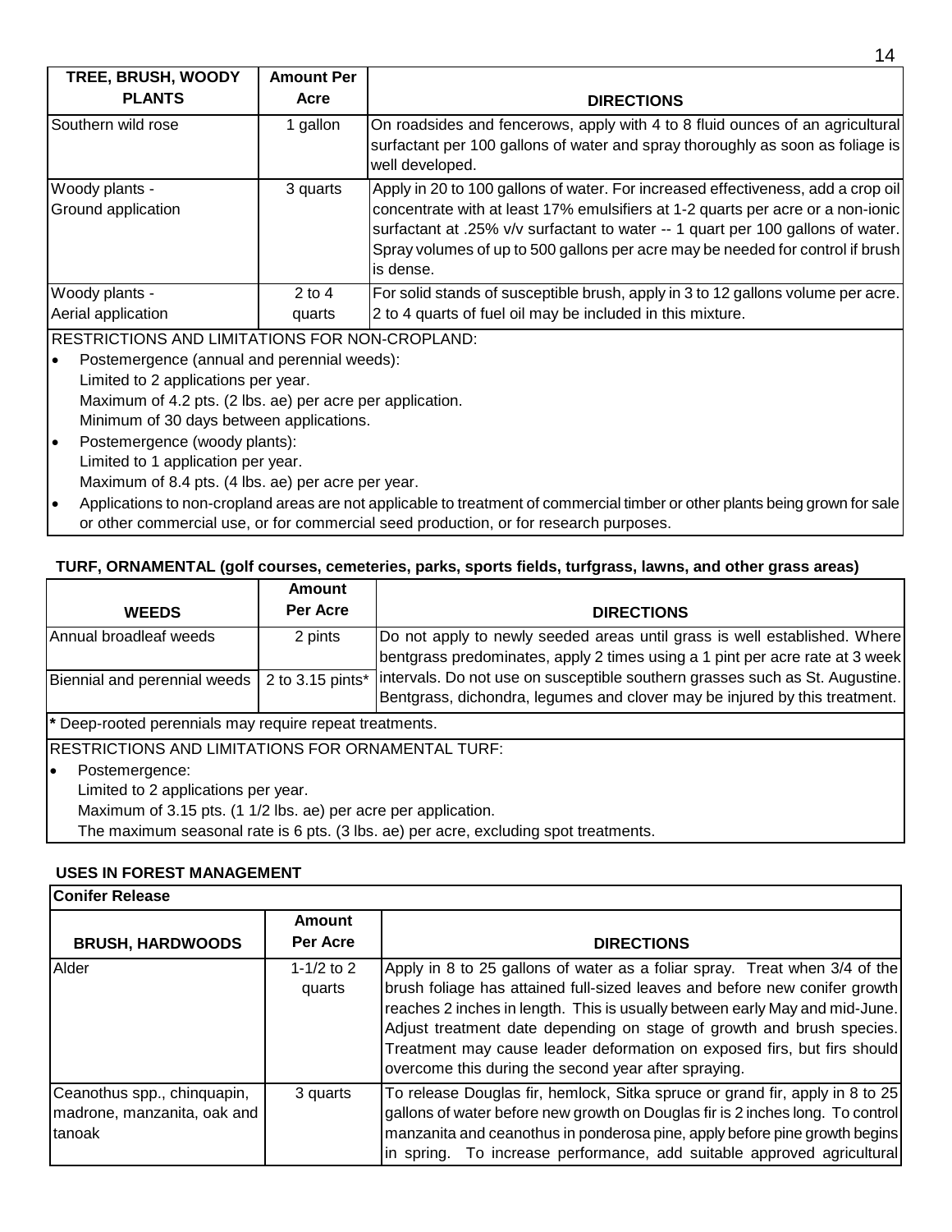| TREE, BRUSH, WOODY PLANTS | Amount Per Acre | DIRECTIONS |
|---|---|---|
| Southern wild rose | 1 gallon | On roadsides and fencerows, apply with 4 to 8 fluid ounces of an agricultural surfactant per 100 gallons of water and spray thoroughly as soon as foliage is well developed. |
| Woody plants - Ground application | 3 quarts | Apply in 20 to 100 gallons of water. For increased effectiveness, add a crop oil concentrate with at least 17% emulsifiers at 1-2 quarts per acre or a non-ionic surfactant at .25% v/v surfactant to water -- 1 quart per 100 gallons of water. Spray volumes of up to 500 gallons per acre may be needed for control if brush is dense. |
| Woody plants - Aerial application | 2 to 4 quarts | For solid stands of susceptible brush, apply in 3 to 12 gallons volume per acre. 2 to 4 quarts of fuel oil may be included in this mixture. |

RESTRICTIONS AND LIMITATIONS FOR NON-CROPLAND:

- Postemergence (annual and perennial weeds):
  Limited to 2 applications per year.
  Maximum of 4.2 pts. (2 lbs. ae) per acre per application.
  Minimum of 30 days between applications.
- Postemergence (woody plants):
  Limited to 1 application per year.
  Maximum of 8.4 pts. (4 lbs. ae) per acre per year.
- Applications to non-cropland areas are not applicable to treatment of commercial timber or other plants being grown for sale or other commercial use, or for commercial seed production, or for research purposes.

**TURF, ORNAMENTAL (golf courses, cemeteries, parks, sports fields, turfgrass, lawns, and other grass areas)**

| WEEDS | Amount Per Acre | DIRECTIONS |
|---|---|---|
| Annual broadleaf weeds | 2 pints | Do not apply to newly seeded areas until grass is well established. Where bentgrass predominates, apply 2 times using a 1 pint per acre rate at 3 week intervals. Do not use on susceptible southern grasses such as St. Augustine. Bentgrass, dichondra, legumes and clover may be injured by this treatment. |
| Biennial and perennial weeds | 2 to 3.15 pints* | |

\* Deep-rooted perennials may require repeat treatments.

RESTRICTIONS AND LIMITATIONS FOR ORNAMENTAL TURF:

- Postemergence:
  Limited to 2 applications per year.
  Maximum of 3.15 pts. (1 1/2 lbs. ae) per acre per application.
  The maximum seasonal rate is 6 pts. (3 lbs. ae) per acre, excluding spot treatments.

**USES IN FOREST MANAGEMENT**

**Conifer Release**

| BRUSH, HARDWOODS | Amount Per Acre | DIRECTIONS |
|---|---|---|
| Alder | 1-1/2 to 2 quarts | Apply in 8 to 25 gallons of water as a foliar spray. Treat when 3/4 of the brush foliage has attained full-sized leaves and before new conifer growth reaches 2 inches in length. This is usually between early May and mid-June. Adjust treatment date depending on stage of growth and brush species. Treatment may cause leader deformation on exposed firs, but firs should overcome this during the second year after spraying. |
| Ceanothus spp., chinquapin, madrone, manzanita, oak and tanoak | 3 quarts | To release Douglas fir, hemlock, Sitka spruce or grand fir, apply in 8 to 25 gallons of water before new growth on Douglas fir is 2 inches long. To control manzanita and ceanothus in ponderosa pine, apply before pine growth begins in spring. To increase performance, add suitable approved agricultural |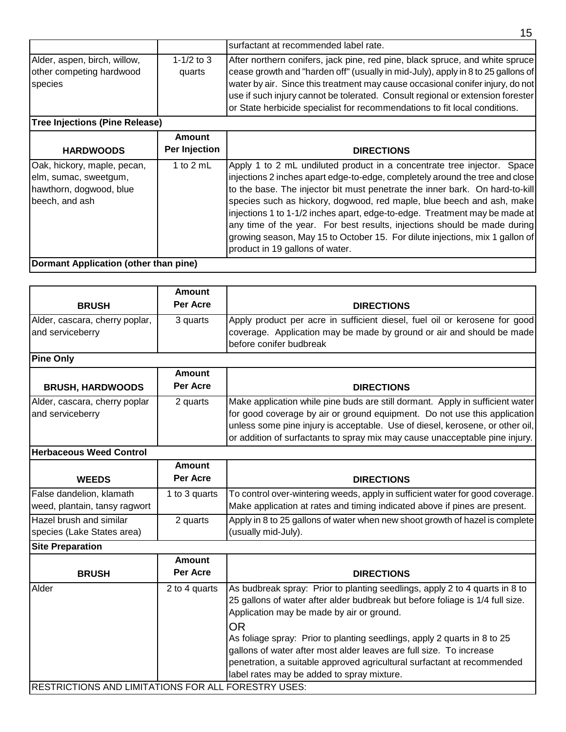| | | surfactant at recommended label rate. |
|---|---|---|
| Alder, aspen, birch, willow, other competing hardwood species | 1-1/2 to 3 quarts | After northern conifers, jack pine, red pine, black spruce, and white spruce cease growth and "harden off" (usually in mid-July), apply in 8 to 25 gallons of water by air. Since this treatment may cause occasional conifer injury, do not use if such injury cannot be tolerated. Consult regional or extension forester or State herbicide specialist for recommendations to fit local conditions. |
| **Tree Injections (Pine Release)** | | |
| **HARDWOODS** | **Amount Per Injection** | **DIRECTIONS** |
| Oak, hickory, maple, pecan, elm, sumac, sweetgum, hawthorn, dogwood, blue beech, and ash | 1 to 2 mL | Apply 1 to 2 mL undiluted product in a concentrate tree injector. Space injections 2 inches apart edge-to-edge, completely around the tree and close to the base. The injector bit must penetrate the inner bark. On hard-to-kill species such as hickory, dogwood, red maple, blue beech and ash, make injections 1 to 1-1/2 inches apart, edge-to-edge. Treatment may be made at any time of the year. For best results, injections should be made during growing season, May 15 to October 15. For dilute injections, mix 1 gallon of product in 19 gallons of water. |
| **Dormant Application (other than pine)** | | |

| **BRUSH** | **Amount Per Acre** | **DIRECTIONS** |
|---|---|---|
| Alder, cascara, cherry poplar, and serviceberry | 3 quarts | Apply product per acre in sufficient diesel, fuel oil or kerosene for good coverage. Application may be made by ground or air and should be made before conifer budbreak |
| **Pine Only** | | |
| **BRUSH, HARDWOODS** | **Amount Per Acre** | **DIRECTIONS** |
| Alder, cascara, cherry poplar and serviceberry | 2 quarts | Make application while pine buds are still dormant. Apply in sufficient water for good coverage by air or ground equipment. Do not use this application unless some pine injury is acceptable. Use of diesel, kerosene, or other oil, or addition of surfactants to spray mix may cause unacceptable pine injury. |
| **Herbaceous Weed Control** | | |
| **WEEDS** | **Amount Per Acre** | **DIRECTIONS** |
| False dandelion, klamath weed, plantain, tansy ragwort | 1 to 3 quarts | To control over-wintering weeds, apply in sufficient water for good coverage. Make application at rates and timing indicated above if pines are present. |
| Hazel brush and similar species (Lake States area) | 2 quarts | Apply in 8 to 25 gallons of water when new shoot growth of hazel is complete (usually mid-July). |
| **Site Preparation** | | |
| **BRUSH** | **Amount Per Acre** | **DIRECTIONS** |
| Alder | 2 to 4 quarts | As budbreak spray: Prior to planting seedlings, apply 2 to 4 quarts in 8 to 25 gallons of water after alder budbreak but before foliage is 1/4 full size. Application may be made by air or ground.<br>OR<br>As foliage spray: Prior to planting seedlings, apply 2 quarts in 8 to 25 gallons of water after most alder leaves are full size. To increase penetration, a suitable approved agricultural surfactant at recommended label rates may be added to spray mixture. |
| RESTRICTIONS AND LIMITATIONS FOR ALL FORESTRY USES: | | |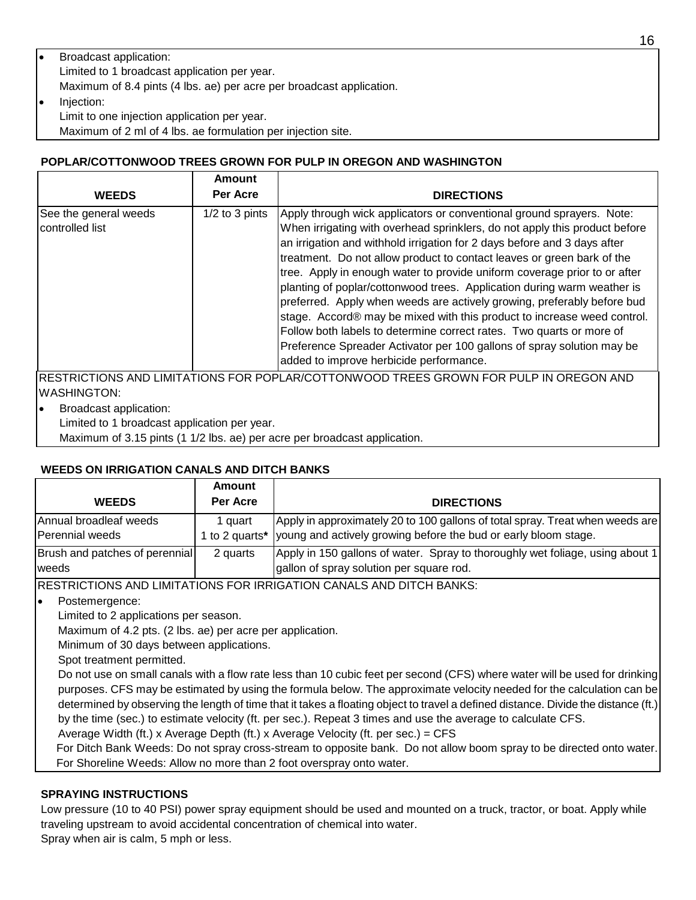- Broadcast application:
  Limited to 1 broadcast application per year.
  Maximum of 8.4 pints (4 lbs. ae) per acre per broadcast application.
- Injection:
  Limit to one injection application per year.
  Maximum of 2 ml of 4 lbs. ae formulation per injection site.

### POPLAR/COTTONWOOD TREES GROWN FOR PULP IN OREGON AND WASHINGTON

| WEEDS | Amount Per Acre | DIRECTIONS |
|---|---|---|
| See the general weeds controlled list | 1/2 to 3 pints | Apply through wick applicators or conventional ground sprayers. Note: When irrigating with overhead sprinklers, do not apply this product before an irrigation and withhold irrigation for 2 days before and 3 days after treatment. Do not allow product to contact leaves or green bark of the tree. Apply in enough water to provide uniform coverage prior to or after planting of poplar/cottonwood trees. Application during warm weather is preferred. Apply when weeds are actively growing, preferably before bud stage. Accord® may be mixed with this product to increase weed control. Follow both labels to determine correct rates. Two quarts or more of Preference Spreader Activator per 100 gallons of spray solution may be added to improve herbicide performance. |

RESTRICTIONS AND LIMITATIONS FOR POPLAR/COTTONWOOD TREES GROWN FOR PULP IN OREGON AND WASHINGTON:

- Broadcast application:
  Limited to 1 broadcast application per year.
  Maximum of 3.15 pints (1 1/2 lbs. ae) per acre per broadcast application.

### WEEDS ON IRRIGATION CANALS AND DITCH BANKS

| WEEDS | Amount Per Acre | DIRECTIONS |
|---|---|---|
| Annual broadleaf weeds<br>Perennial weeds | 1 quart<br>1 to 2 quarts* | Apply in approximately 20 to 100 gallons of total spray. Treat when weeds are young and actively growing before the bud or early bloom stage. |
| Brush and patches of perennial weeds | 2 quarts | Apply in 150 gallons of water. Spray to thoroughly wet foliage, using about 1 gallon of spray solution per square rod. |

RESTRICTIONS AND LIMITATIONS FOR IRRIGATION CANALS AND DITCH BANKS:

- Postemergence:
  Limited to 2 applications per season.
  Maximum of 4.2 pts. (2 lbs. ae) per acre per application.
  Minimum of 30 days between applications.
  Spot treatment permitted.
  Do not use on small canals with a flow rate less than 10 cubic feet per second (CFS) where water will be used for drinking purposes. CFS may be estimated by using the formula below. The approximate velocity needed for the calculation can be determined by observing the length of time that it takes a floating object to travel a defined distance. Divide the distance (ft.) by the time (sec.) to estimate velocity (ft. per sec.). Repeat 3 times and use the average to calculate CFS.
  Average Width (ft.) x Average Depth (ft.) x Average Velocity (ft. per sec.) = CFS
  For Ditch Bank Weeds: Do not spray cross-stream to opposite bank. Do not allow boom spray to be directed onto water.
  For Shoreline Weeds: Allow no more than 2 foot overspray onto water.

### SPRAYING INSTRUCTIONS

Low pressure (10 to 40 PSI) power spray equipment should be used and mounted on a truck, tractor, or boat. Apply while traveling upstream to avoid accidental concentration of chemical into water.
Spray when air is calm, 5 mph or less.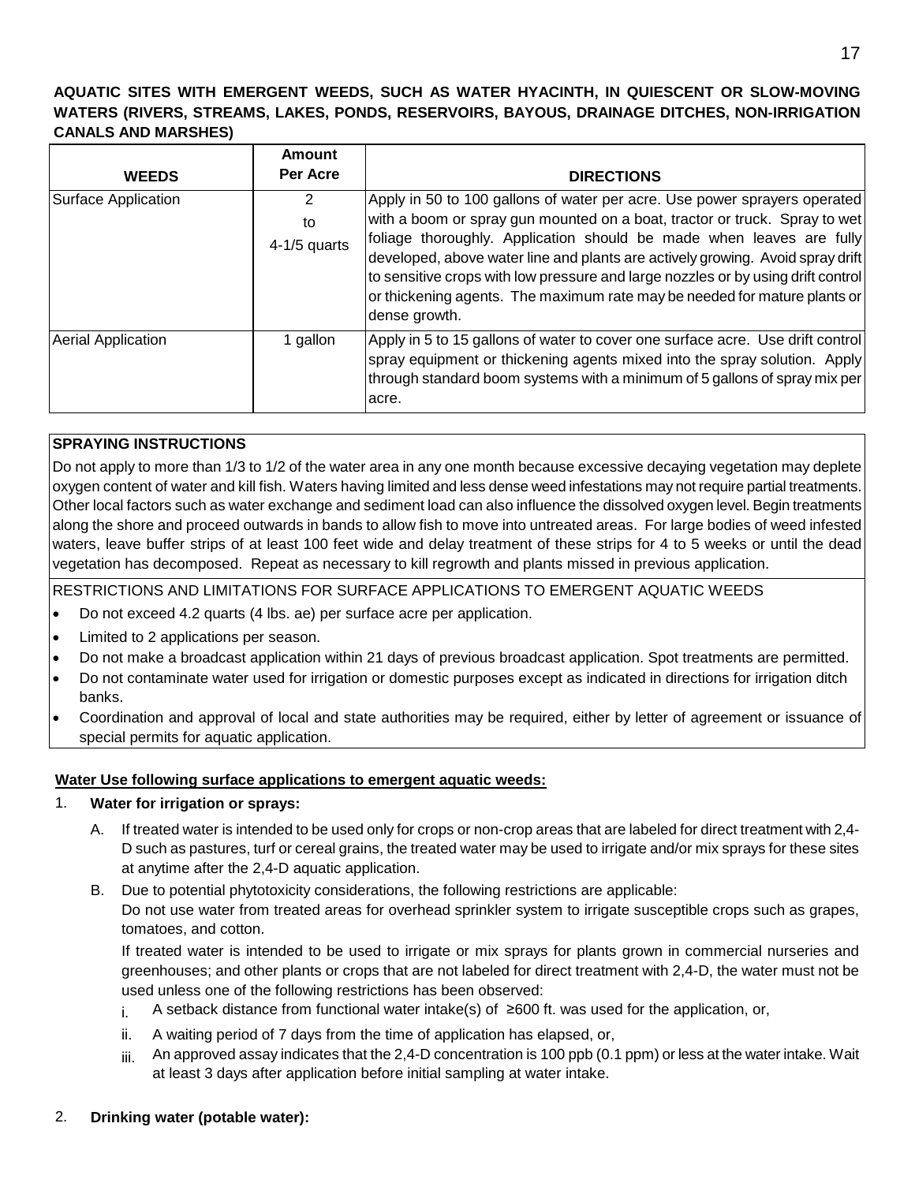**AQUATIC SITES WITH EMERGENT WEEDS, SUCH AS WATER HYACINTH, IN QUIESCENT OR SLOW-MOVING WATERS (RIVERS, STREAMS, LAKES, PONDS, RESERVOIRS, BAYOUS, DRAINAGE DITCHES, NON-IRRIGATION CANALS AND MARSHES)**

| WEEDS | Amount Per Acre | DIRECTIONS |
|---|---|---|
| Surface Application | 2 to 4-1/5 quarts | Apply in 50 to 100 gallons of water per acre. Use power sprayers operated with a boom or spray gun mounted on a boat, tractor or truck. Spray to wet foliage thoroughly. Application should be made when leaves are fully developed, above water line and plants are actively growing. Avoid spray drift to sensitive crops with low pressure and large nozzles or by using drift control or thickening agents. The maximum rate may be needed for mature plants or dense growth. |
| Aerial Application | 1 gallon | Apply in 5 to 15 gallons of water to cover one surface acre. Use drift control spray equipment or thickening agents mixed into the spray solution. Apply through standard boom systems with a minimum of 5 gallons of spray mix per acre. |

**SPRAYING INSTRUCTIONS**

Do not apply to more than 1/3 to 1/2 of the water area in any one month because excessive decaying vegetation may deplete oxygen content of water and kill fish. Waters having limited and less dense weed infestations may not require partial treatments. Other local factors such as water exchange and sediment load can also influence the dissolved oxygen level. Begin treatments along the shore and proceed outwards in bands to allow fish to move into untreated areas. For large bodies of weed infested waters, leave buffer strips of at least 100 feet wide and delay treatment of these strips for 4 to 5 weeks or until the dead vegetation has decomposed. Repeat as necessary to kill regrowth and plants missed in previous application.

RESTRICTIONS AND LIMITATIONS FOR SURFACE APPLICATIONS TO EMERGENT AQUATIC WEEDS

- Do not exceed 4.2 quarts (4 lbs. ae) per surface acre per application.
- Limited to 2 applications per season.
- Do not make a broadcast application within 21 days of previous broadcast application. Spot treatments are permitted.
- Do not contaminate water used for irrigation or domestic purposes except as indicated in directions for irrigation ditch banks.
- Coordination and approval of local and state authorities may be required, either by letter of agreement or issuance of special permits for aquatic application.

**Water Use following surface applications to emergent aquatic weeds:**

1. **Water for irrigation or sprays:**
   - A. If treated water is intended to be used only for crops or non-crop areas that are labeled for direct treatment with 2,4-D such as pastures, turf or cereal grains, the treated water may be used to irrigate and/or mix sprays for these sites at anytime after the 2,4-D aquatic application.
   - B. Due to potential phytotoxicity considerations, the following restrictions are applicable:
     Do not use water from treated areas for overhead sprinkler system to irrigate susceptible crops such as grapes, tomatoes, and cotton.
     If treated water is intended to be used to irrigate or mix sprays for plants grown in commercial nurseries and greenhouses; and other plants or crops that are not labeled for direct treatment with 2,4-D, the water must not be used unless one of the following restrictions has been observed:
     - i. A setback distance from functional water intake(s) of ≥600 ft. was used for the application, or,
     - ii. A waiting period of 7 days from the time of application has elapsed, or,
     - iii. An approved assay indicates that the 2,4-D concentration is 100 ppb (0.1 ppm) or less at the water intake. Wait at least 3 days after application before initial sampling at water intake.

2. **Drinking water (potable water):**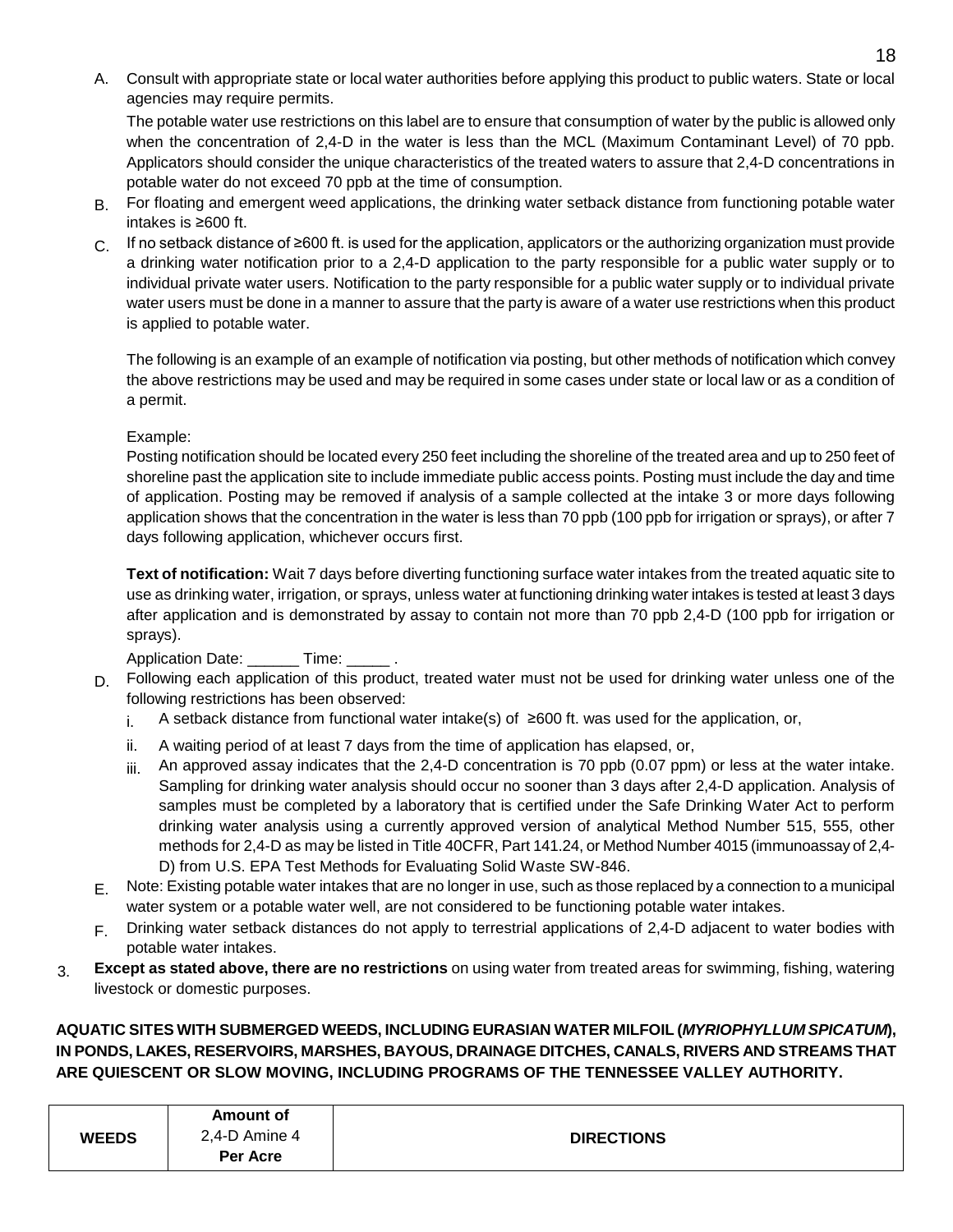A. Consult with appropriate state or local water authorities before applying this product to public waters. State or local agencies may require permits.

   The potable water use restrictions on this label are to ensure that consumption of water by the public is allowed only when the concentration of 2,4-D in the water is less than the MCL (Maximum Contaminant Level) of 70 ppb. Applicators should consider the unique characteristics of the treated waters to assure that 2,4-D concentrations in potable water do not exceed 70 ppb at the time of consumption.

B. For floating and emergent weed applications, the drinking water setback distance from functioning potable water intakes is ≥600 ft.

C. If no setback distance of ≥600 ft. is used for the application, applicators or the authorizing organization must provide a drinking water notification prior to a 2,4-D application to the party responsible for a public water supply or to individual private water users. Notification to the party responsible for a public water supply or to individual private water users must be done in a manner to assure that the party is aware of a water use restrictions when this product is applied to potable water.

   The following is an example of an example of notification via posting, but other methods of notification which convey the above restrictions may be used and may be required in some cases under state or local law or as a condition of a permit.

   Example:
   Posting notification should be located every 250 feet including the shoreline of the treated area and up to 250 feet of shoreline past the application site to include immediate public access points. Posting must include the day and time of application. Posting may be removed if analysis of a sample collected at the intake 3 or more days following application shows that the concentration in the water is less than 70 ppb (100 ppb for irrigation or sprays), or after 7 days following application, whichever occurs first.

   **Text of notification:** Wait 7 days before diverting functioning surface water intakes from the treated aquatic site to use as drinking water, irrigation, or sprays, unless water at functioning drinking water intakes is tested at least 3 days after application and is demonstrated by assay to contain not more than 70 ppb 2,4-D (100 ppb for irrigation or sprays).

   Application Date: ______ Time: _____ .

D. Following each application of this product, treated water must not be used for drinking water unless one of the following restrictions has been observed:
   i. A setback distance from functional water intake(s) of ≥600 ft. was used for the application, or,
   ii. A waiting period of at least 7 days from the time of application has elapsed, or,
   iii. An approved assay indicates that the 2,4-D concentration is 70 ppb (0.07 ppm) or less at the water intake. Sampling for drinking water analysis should occur no sooner than 3 days after 2,4-D application. Analysis of samples must be completed by a laboratory that is certified under the Safe Drinking Water Act to perform drinking water analysis using a currently approved version of analytical Method Number 515, 555, other methods for 2,4-D as may be listed in Title 40CFR, Part 141.24, or Method Number 4015 (immunoassay of 2,4-D) from U.S. EPA Test Methods for Evaluating Solid Waste SW-846.

E. Note: Existing potable water intakes that are no longer in use, such as those replaced by a connection to a municipal water system or a potable water well, are not considered to be functioning potable water intakes.

F. Drinking water setback distances do not apply to terrestrial applications of 2,4-D adjacent to water bodies with potable water intakes.

3. **Except as stated above, there are no restrictions** on using water from treated areas for swimming, fishing, watering livestock or domestic purposes.

**AQUATIC SITES WITH SUBMERGED WEEDS, INCLUDING EURASIAN WATER MILFOIL (*MYRIOPHYLLUM SPICATUM*), IN PONDS, LAKES, RESERVOIRS, MARSHES, BAYOUS, DRAINAGE DITCHES, CANALS, RIVERS AND STREAMS THAT ARE QUIESCENT OR SLOW MOVING, INCLUDING PROGRAMS OF THE TENNESSEE VALLEY AUTHORITY.**

| WEEDS | Amount of 2,4-D Amine 4 Per Acre | DIRECTIONS |
|---|---|---|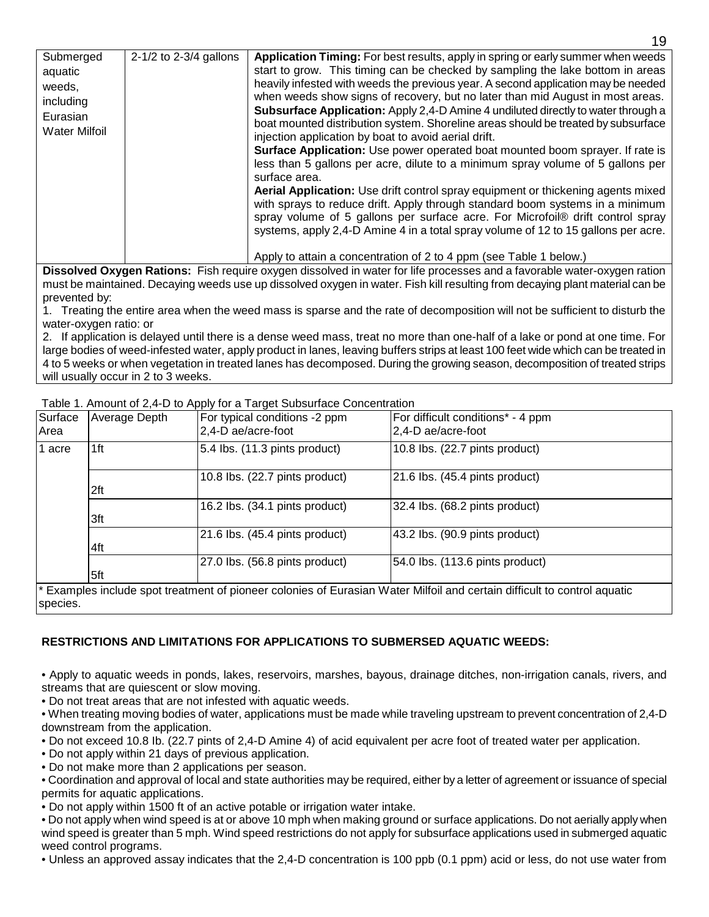| Submerged aquatic weeds, including Eurasian Water Milfoil | 2-1/2 to 2-3/4 gallons | **Application Timing:** For best results, apply in spring or early summer when weeds start to grow. This timing can be checked by sampling the lake bottom in areas heavily infested with weeds the previous year. A second application may be needed when weeds show signs of recovery, but no later than mid August in most areas. **Subsurface Application:** Apply 2,4-D Amine 4 undiluted directly to water through a boat mounted distribution system. Shoreline areas should be treated by subsurface injection application by boat to avoid aerial drift. **Surface Application:** Use power operated boat mounted boom sprayer. If rate is less than 5 gallons per acre, dilute to a minimum spray volume of 5 gallons per surface area. **Aerial Application:** Use drift control spray equipment or thickening agents mixed with sprays to reduce drift. Apply through standard boom systems in a minimum spray volume of 5 gallons per surface acre. For Microfoil® drift control spray systems, apply 2,4-D Amine 4 in a total spray volume of 12 to 15 gallons per acre. Apply to attain a concentration of 2 to 4 ppm (see Table 1 below.) |
|---|---|---|

**Dissolved Oxygen Rations:** Fish require oxygen dissolved in water for life processes and a favorable water-oxygen ration must be maintained. Decaying weeds use up dissolved oxygen in water. Fish kill resulting from decaying plant material can be prevented by:

1. Treating the entire area when the weed mass is sparse and the rate of decomposition will not be sufficient to disturb the water-oxygen ratio: or
2. If application is delayed until there is a dense weed mass, treat no more than one-half of a lake or pond at one time. For large bodies of weed-infested water, apply product in lanes, leaving buffers strips at least 100 feet wide which can be treated in 4 to 5 weeks or when vegetation in treated lanes has decomposed. During the growing season, decomposition of treated strips will usually occur in 2 to 3 weeks.

Table 1. Amount of 2,4-D to Apply for a Target Subsurface Concentration

| Surface Area | Average Depth | For typical conditions -2 ppm 2,4-D ae/acre-foot | For difficult conditions* - 4 ppm 2,4-D ae/acre-foot |
|---|---|---|---|
| 1 acre | 1ft | 5.4 lbs. (11.3 pints product) | 10.8 lbs. (22.7 pints product) |
| | 2ft | 10.8 lbs. (22.7 pints product) | 21.6 lbs. (45.4 pints product) |
| | 3ft | 16.2 lbs. (34.1 pints product) | 32.4 lbs. (68.2 pints product) |
| | 4ft | 21.6 lbs. (45.4 pints product) | 43.2 lbs. (90.9 pints product) |
| | 5ft | 27.0 lbs. (56.8 pints product) | 54.0 lbs. (113.6 pints product) |

* Examples include spot treatment of pioneer colonies of Eurasian Water Milfoil and certain difficult to control aquatic species.

**RESTRICTIONS AND LIMITATIONS FOR APPLICATIONS TO SUBMERSED AQUATIC WEEDS:**

- Apply to aquatic weeds in ponds, lakes, reservoirs, marshes, bayous, drainage ditches, non-irrigation canals, rivers, and streams that are quiescent or slow moving.
- Do not treat areas that are not infested with aquatic weeds.
- When treating moving bodies of water, applications must be made while traveling upstream to prevent concentration of 2,4-D downstream from the application.
- Do not exceed 10.8 lb. (22.7 pints of 2,4-D Amine 4) of acid equivalent per acre foot of treated water per application.
- Do not apply within 21 days of previous application.
- Do not make more than 2 applications per season.
- Coordination and approval of local and state authorities may be required, either by a letter of agreement or issuance of special permits for aquatic applications.
- Do not apply within 1500 ft of an active potable or irrigation water intake.
- Do not apply when wind speed is at or above 10 mph when making ground or surface applications. Do not aerially apply when wind speed is greater than 5 mph. Wind speed restrictions do not apply for subsurface applications used in submerged aquatic weed control programs.
- Unless an approved assay indicates that the 2,4-D concentration is 100 ppb (0.1 ppm) acid or less, do not use water from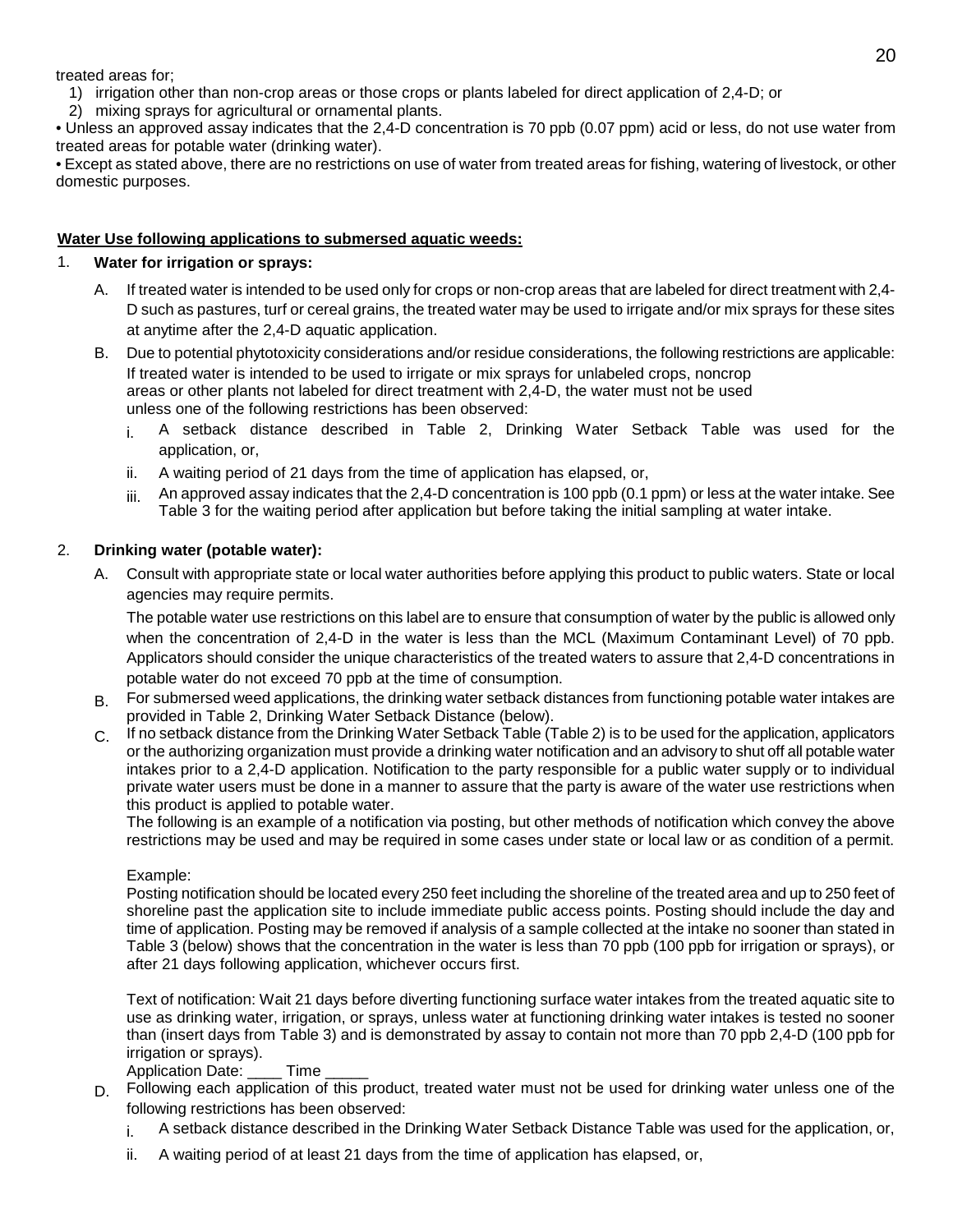treated areas for;

1) irrigation other than non-crop areas or those crops or plants labeled for direct application of 2,4-D; or
2) mixing sprays for agricultural or ornamental plants.

• Unless an approved assay indicates that the 2,4-D concentration is 70 ppb (0.07 ppm) acid or less, do not use water from treated areas for potable water (drinking water).

• Except as stated above, there are no restrictions on use of water from treated areas for fishing, watering of livestock, or other domestic purposes.

**Water Use following applications to submersed aquatic weeds:**

1. **Water for irrigation or sprays:**

   A. If treated water is intended to be used only for crops or non-crop areas that are labeled for direct treatment with 2,4-D such as pastures, turf or cereal grains, the treated water may be used to irrigate and/or mix sprays for these sites at anytime after the 2,4-D aquatic application.

   B. Due to potential phytotoxicity considerations and/or residue considerations, the following restrictions are applicable: If treated water is intended to be used to irrigate or mix sprays for unlabeled crops, noncrop areas or other plants not labeled for direct treatment with 2,4-D, the water must not be used unless one of the following restrictions has been observed:

      i. A setback distance described in Table 2, Drinking Water Setback Table was used for the application, or,

      ii. A waiting period of 21 days from the time of application has elapsed, or,

      iii. An approved assay indicates that the 2,4-D concentration is 100 ppb (0.1 ppm) or less at the water intake. See Table 3 for the waiting period after application but before taking the initial sampling at water intake.

2. **Drinking water (potable water):**

   A. Consult with appropriate state or local water authorities before applying this product to public waters. State or local agencies may require permits.

   The potable water use restrictions on this label are to ensure that consumption of water by the public is allowed only when the concentration of 2,4-D in the water is less than the MCL (Maximum Contaminant Level) of 70 ppb. Applicators should consider the unique characteristics of the treated waters to assure that 2,4-D concentrations in potable water do not exceed 70 ppb at the time of consumption.

   B. For submersed weed applications, the drinking water setback distances from functioning potable water intakes are provided in Table 2, Drinking Water Setback Distance (below).

   C. If no setback distance from the Drinking Water Setback Table (Table 2) is to be used for the application, applicators or the authorizing organization must provide a drinking water notification and an advisory to shut off all potable water intakes prior to a 2,4-D application. Notification to the party responsible for a public water supply or to individual private water users must be done in a manner to assure that the party is aware of the water use restrictions when this product is applied to potable water.

   The following is an example of a notification via posting, but other methods of notification which convey the above restrictions may be used and may be required in some cases under state or local law or as condition of a permit.

   Example:

   Posting notification should be located every 250 feet including the shoreline of the treated area and up to 250 feet of shoreline past the application site to include immediate public access points. Posting should include the day and time of application. Posting may be removed if analysis of a sample collected at the intake no sooner than stated in Table 3 (below) shows that the concentration in the water is less than 70 ppb (100 ppb for irrigation or sprays), or after 21 days following application, whichever occurs first.

   Text of notification: Wait 21 days before diverting functioning surface water intakes from the treated aquatic site to use as drinking water, irrigation, or sprays, unless water at functioning drinking water intakes is tested no sooner than (insert days from Table 3) and is demonstrated by assay to contain not more than 70 ppb 2,4-D (100 ppb for irrigation or sprays).

   Application Date: \_\_\_\_ Time \_\_\_\_\_

   D. Following each application of this product, treated water must not be used for drinking water unless one of the following restrictions has been observed:

      i. A setback distance described in the Drinking Water Setback Distance Table was used for the application, or,

      ii. A waiting period of at least 21 days from the time of application has elapsed, or,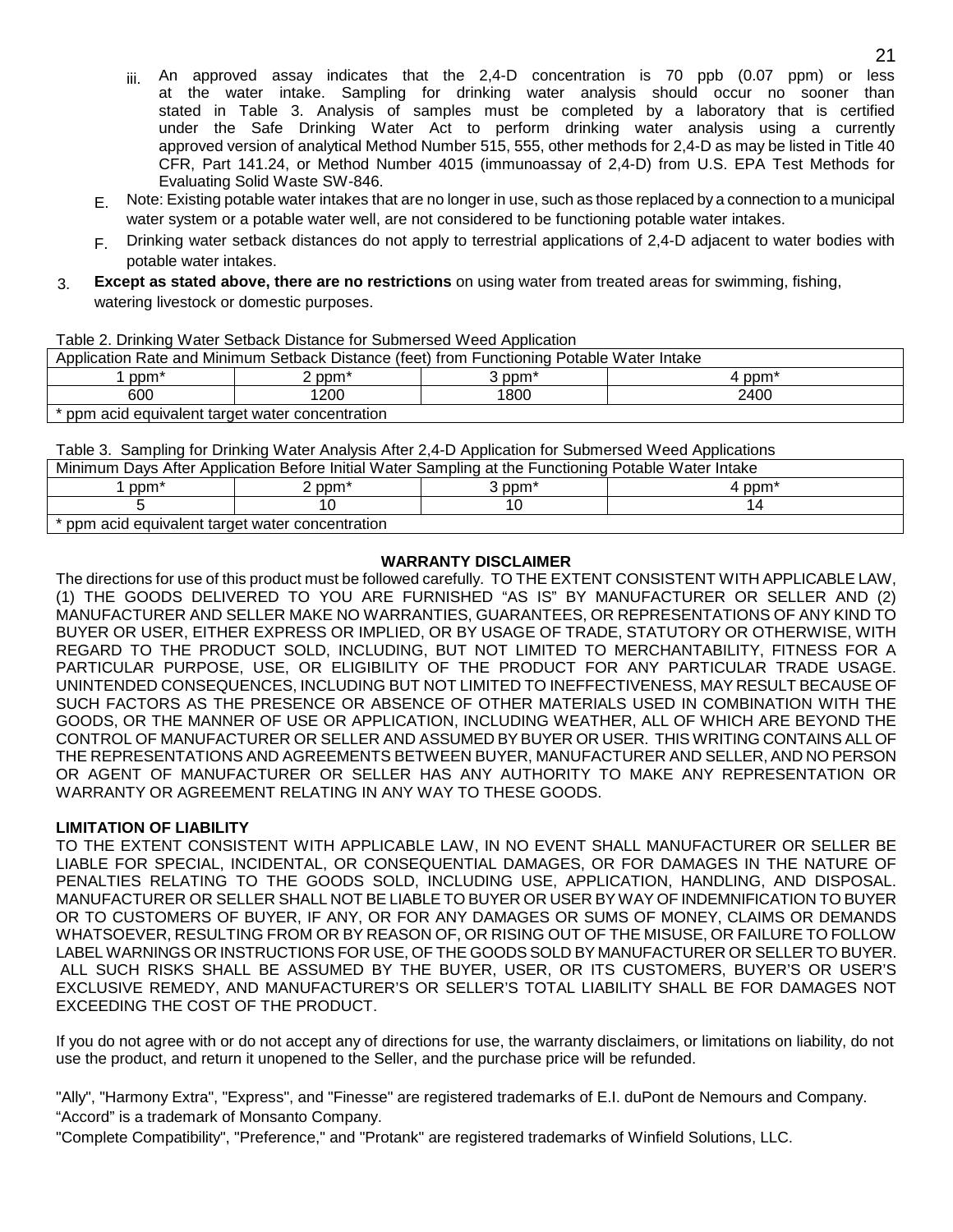iii. An approved assay indicates that the 2,4-D concentration is 70 ppb (0.07 ppm) or less at the water intake. Sampling for drinking water analysis should occur no sooner than stated in Table 3. Analysis of samples must be completed by a laboratory that is certified under the Safe Drinking Water Act to perform drinking water analysis using a currently approved version of analytical Method Number 515, 555, other methods for 2,4-D as may be listed in Title 40 CFR, Part 141.24, or Method Number 4015 (immunoassay of 2,4-D) from U.S. EPA Test Methods for Evaluating Solid Waste SW-846.

E. Note: Existing potable water intakes that are no longer in use, such as those replaced by a connection to a municipal water system or a potable water well, are not considered to be functioning potable water intakes.

F. Drinking water setback distances do not apply to terrestrial applications of 2,4-D adjacent to water bodies with potable water intakes.

3. **Except as stated above, there are no restrictions** on using water from treated areas for swimming, fishing, watering livestock or domestic purposes.

Table 2. Drinking Water Setback Distance for Submersed Weed Application

| Application Rate and Minimum Setback Distance (feet) from Functioning Potable Water Intake | | | |
|---|---|---|---|
| 1 ppm* | 2 ppm* | 3 ppm* | 4 ppm* |
| 600 | 1200 | 1800 | 2400 |
| * ppm acid equivalent target water concentration | | | |

Table 3. Sampling for Drinking Water Analysis After 2,4-D Application for Submersed Weed Applications

| Minimum Days After Application Before Initial Water Sampling at the Functioning Potable Water Intake | | | |
|---|---|---|---|
| 1 ppm* | 2 ppm* | 3 ppm* | 4 ppm* |
| 5 | 10 | 10 | 14 |
| * ppm acid equivalent target water concentration | | | |

**WARRANTY DISCLAIMER**

The directions for use of this product must be followed carefully. TO THE EXTENT CONSISTENT WITH APPLICABLE LAW, (1) THE GOODS DELIVERED TO YOU ARE FURNISHED "AS IS" BY MANUFACTURER OR SELLER AND (2) MANUFACTURER AND SELLER MAKE NO WARRANTIES, GUARANTEES, OR REPRESENTATIONS OF ANY KIND TO BUYER OR USER, EITHER EXPRESS OR IMPLIED, OR BY USAGE OF TRADE, STATUTORY OR OTHERWISE, WITH REGARD TO THE PRODUCT SOLD, INCLUDING, BUT NOT LIMITED TO MERCHANTABILITY, FITNESS FOR A PARTICULAR PURPOSE, USE, OR ELIGIBILITY OF THE PRODUCT FOR ANY PARTICULAR TRADE USAGE. UNINTENDED CONSEQUENCES, INCLUDING BUT NOT LIMITED TO INEFFECTIVENESS, MAY RESULT BECAUSE OF SUCH FACTORS AS THE PRESENCE OR ABSENCE OF OTHER MATERIALS USED IN COMBINATION WITH THE GOODS, OR THE MANNER OF USE OR APPLICATION, INCLUDING WEATHER, ALL OF WHICH ARE BEYOND THE CONTROL OF MANUFACTURER OR SELLER AND ASSUMED BY BUYER OR USER. THIS WRITING CONTAINS ALL OF THE REPRESENTATIONS AND AGREEMENTS BETWEEN BUYER, MANUFACTURER AND SELLER, AND NO PERSON OR AGENT OF MANUFACTURER OR SELLER HAS ANY AUTHORITY TO MAKE ANY REPRESENTATION OR WARRANTY OR AGREEMENT RELATING IN ANY WAY TO THESE GOODS.

**LIMITATION OF LIABILITY**

TO THE EXTENT CONSISTENT WITH APPLICABLE LAW, IN NO EVENT SHALL MANUFACTURER OR SELLER BE LIABLE FOR SPECIAL, INCIDENTAL, OR CONSEQUENTIAL DAMAGES, OR FOR DAMAGES IN THE NATURE OF PENALTIES RELATING TO THE GOODS SOLD, INCLUDING USE, APPLICATION, HANDLING, AND DISPOSAL. MANUFACTURER OR SELLER SHALL NOT BE LIABLE TO BUYER OR USER BY WAY OF INDEMNIFICATION TO BUYER OR TO CUSTOMERS OF BUYER, IF ANY, OR FOR ANY DAMAGES OR SUMS OF MONEY, CLAIMS OR DEMANDS WHATSOEVER, RESULTING FROM OR BY REASON OF, OR RISING OUT OF THE MISUSE, OR FAILURE TO FOLLOW LABEL WARNINGS OR INSTRUCTIONS FOR USE, OF THE GOODS SOLD BY MANUFACTURER OR SELLER TO BUYER. ALL SUCH RISKS SHALL BE ASSUMED BY THE BUYER, USER, OR ITS CUSTOMERS, BUYER'S OR USER'S EXCLUSIVE REMEDY, AND MANUFACTURER'S OR SELLER'S TOTAL LIABILITY SHALL BE FOR DAMAGES NOT EXCEEDING THE COST OF THE PRODUCT.

If you do not agree with or do not accept any of directions for use, the warranty disclaimers, or limitations on liability, do not use the product, and return it unopened to the Seller, and the purchase price will be refunded.

"Ally", "Harmony Extra", "Express", and "Finesse" are registered trademarks of E.I. duPont de Nemours and Company.
"Accord" is a trademark of Monsanto Company.
"Complete Compatibility", "Preference," and "Protank" are registered trademarks of Winfield Solutions, LLC.